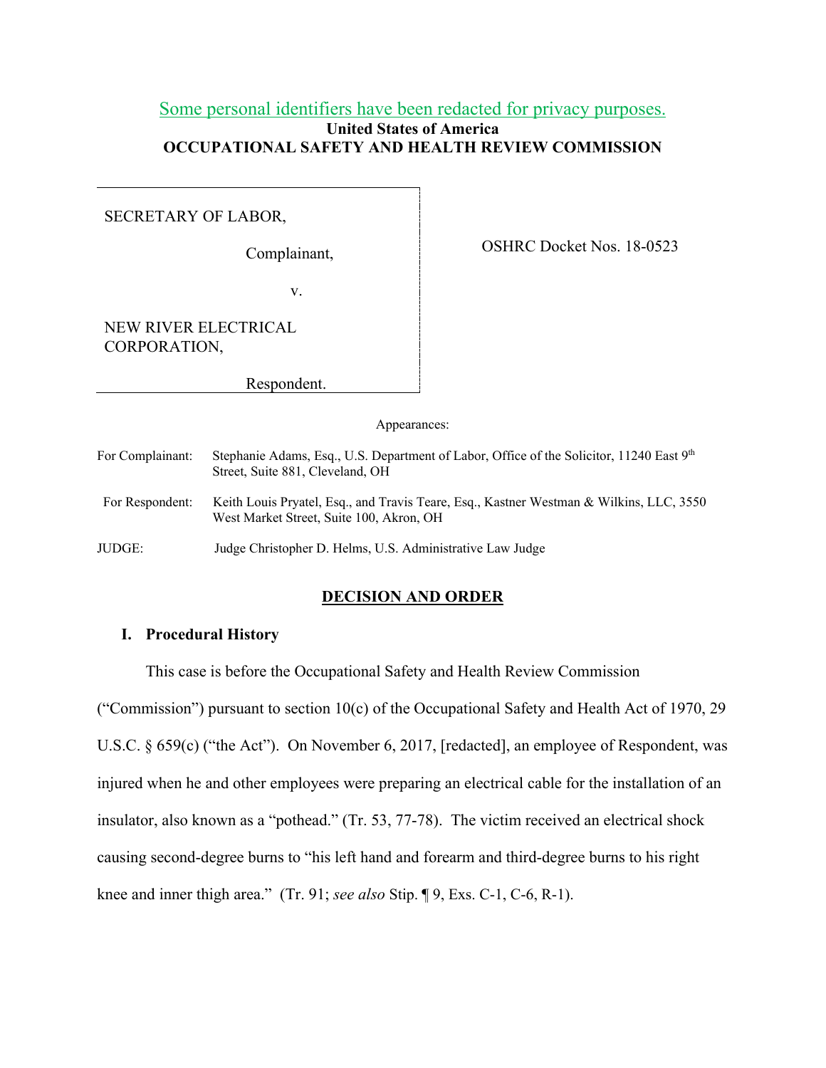Some personal identifiers have been redacted for privacy purposes.

**United States of America**
**OCCUPATIONAL SAFETY AND HEALTH REVIEW COMMISSION**

| | |
|---|---|
| SECRETARY OF LABOR,<br><br>Complainant,<br><br>v.<br><br>NEW RIVER ELECTRICAL CORPORATION,<br><br>Respondent. | OSHRC Docket Nos. 18-0523 |

Appearances:

For Complainant: Stephanie Adams, Esq., U.S. Department of Labor, Office of the Solicitor, 11240 East 9th Street, Suite 881, Cleveland, OH

For Respondent: Keith Louis Pryatel, Esq., and Travis Teare, Esq., Kastner Westman & Wilkins, LLC, 3550 West Market Street, Suite 100, Akron, OH

JUDGE: Judge Christopher D. Helms, U.S. Administrative Law Judge

## DECISION AND ORDER

### I. Procedural History

This case is before the Occupational Safety and Health Review Commission ("Commission") pursuant to section 10(c) of the Occupational Safety and Health Act of 1970, 29 U.S.C. § 659(c) ("the Act"). On November 6, 2017, [redacted], an employee of Respondent, was injured when he and other employees were preparing an electrical cable for the installation of an insulator, also known as a "pothead." (Tr. 53, 77-78). The victim received an electrical shock causing second-degree burns to "his left hand and forearm and third-degree burns to his right knee and inner thigh area." (Tr. 91; *see also* Stip. ¶ 9, Exs. C-1, C-6, R-1).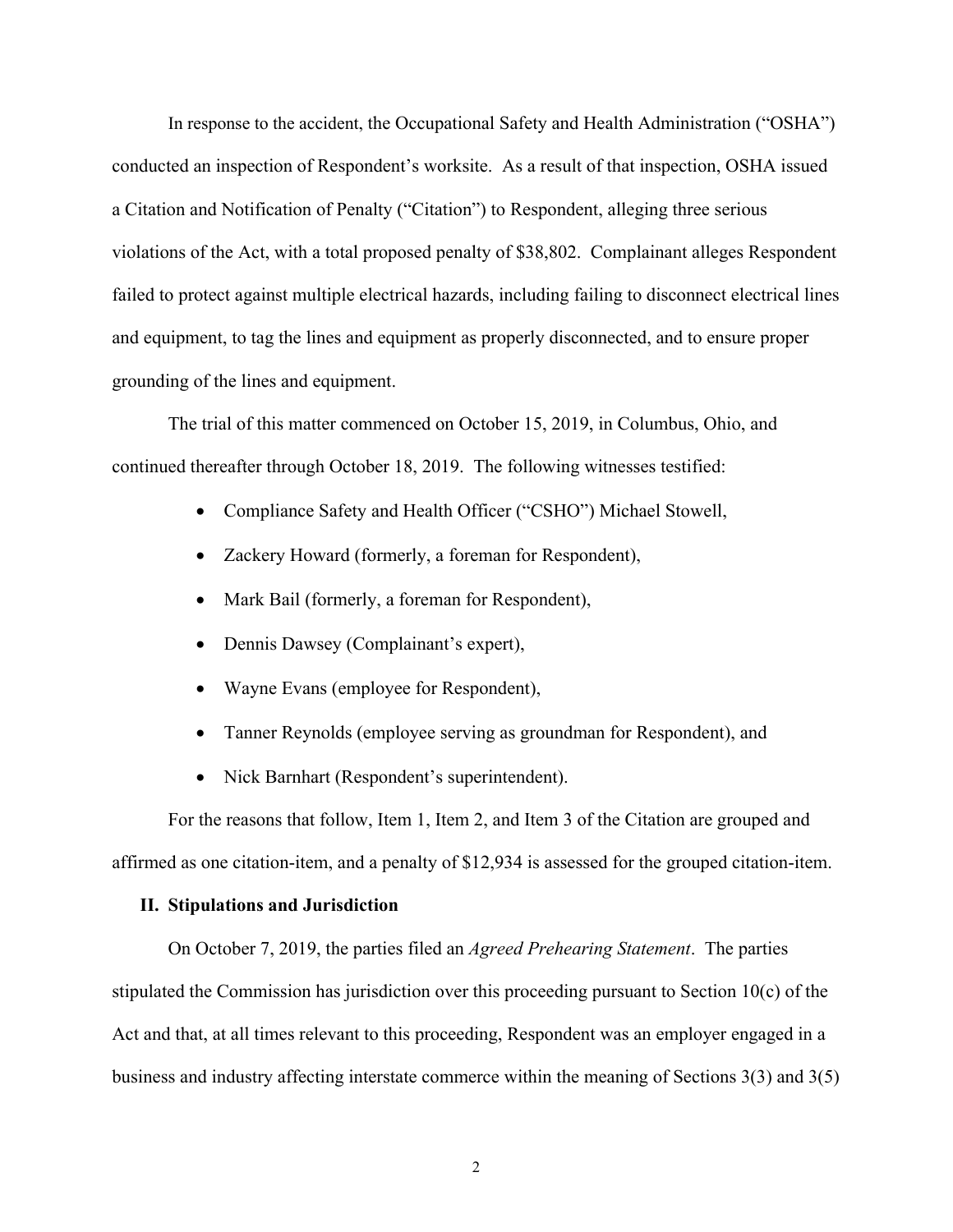In response to the accident, the Occupational Safety and Health Administration ("OSHA") conducted an inspection of Respondent's worksite. As a result of that inspection, OSHA issued a Citation and Notification of Penalty ("Citation") to Respondent, alleging three serious violations of the Act, with a total proposed penalty of $38,802. Complainant alleges Respondent failed to protect against multiple electrical hazards, including failing to disconnect electrical lines and equipment, to tag the lines and equipment as properly disconnected, and to ensure proper grounding of the lines and equipment.

The trial of this matter commenced on October 15, 2019, in Columbus, Ohio, and continued thereafter through October 18, 2019. The following witnesses testified:

- Compliance Safety and Health Officer ("CSHO") Michael Stowell,
- Zackery Howard (formerly, a foreman for Respondent),
- Mark Bail (formerly, a foreman for Respondent),
- Dennis Dawsey (Complainant's expert),
- Wayne Evans (employee for Respondent),
- Tanner Reynolds (employee serving as groundman for Respondent), and
- Nick Barnhart (Respondent's superintendent).

For the reasons that follow, Item 1, Item 2, and Item 3 of the Citation are grouped and affirmed as one citation-item, and a penalty of $12,934 is assessed for the grouped citation-item.

## II. Stipulations and Jurisdiction

On October 7, 2019, the parties filed an *Agreed Prehearing Statement*. The parties stipulated the Commission has jurisdiction over this proceeding pursuant to Section 10(c) of the Act and that, at all times relevant to this proceeding, Respondent was an employer engaged in a business and industry affecting interstate commerce within the meaning of Sections 3(3) and 3(5)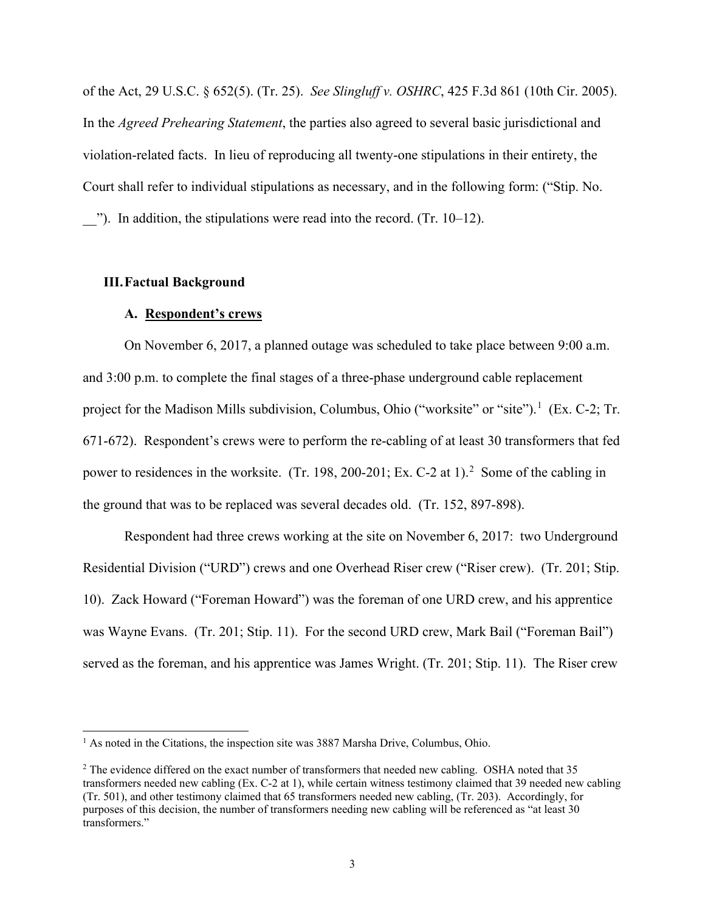of the Act, 29 U.S.C. § 652(5). (Tr. 25). *See Slingluff v. OSHRC*, 425 F.3d 861 (10th Cir. 2005). In the *Agreed Prehearing Statement*, the parties also agreed to several basic jurisdictional and violation-related facts. In lieu of reproducing all twenty-one stipulations in their entirety, the Court shall refer to individual stipulations as necessary, and in the following form: ("Stip. No. __"). In addition, the stipulations were read into the record. (Tr. 10–12).

## III. Factual Background

### A. Respondent's crews

On November 6, 2017, a planned outage was scheduled to take place between 9:00 a.m. and 3:00 p.m. to complete the final stages of a three-phase underground cable replacement project for the Madison Mills subdivision, Columbus, Ohio ("worksite" or "site").[1] (Ex. C-2; Tr. 671-672). Respondent's crews were to perform the re-cabling of at least 30 transformers that fed power to residences in the worksite. (Tr. 198, 200-201; Ex. C-2 at 1).[2] Some of the cabling in the ground that was to be replaced was several decades old. (Tr. 152, 897-898).

Respondent had three crews working at the site on November 6, 2017: two Underground Residential Division ("URD") crews and one Overhead Riser crew ("Riser crew). (Tr. 201; Stip. 10). Zack Howard ("Foreman Howard") was the foreman of one URD crew, and his apprentice was Wayne Evans. (Tr. 201; Stip. 11). For the second URD crew, Mark Bail ("Foreman Bail") served as the foreman, and his apprentice was James Wright. (Tr. 201; Stip. 11). The Riser crew

---

[1] As noted in the Citations, the inspection site was 3887 Marsha Drive, Columbus, Ohio.

[2] The evidence differed on the exact number of transformers that needed new cabling. OSHA noted that 35 transformers needed new cabling (Ex. C-2 at 1), while certain witness testimony claimed that 39 needed new cabling (Tr. 501), and other testimony claimed that 65 transformers needed new cabling, (Tr. 203). Accordingly, for purposes of this decision, the number of transformers needing new cabling will be referenced as "at least 30 transformers."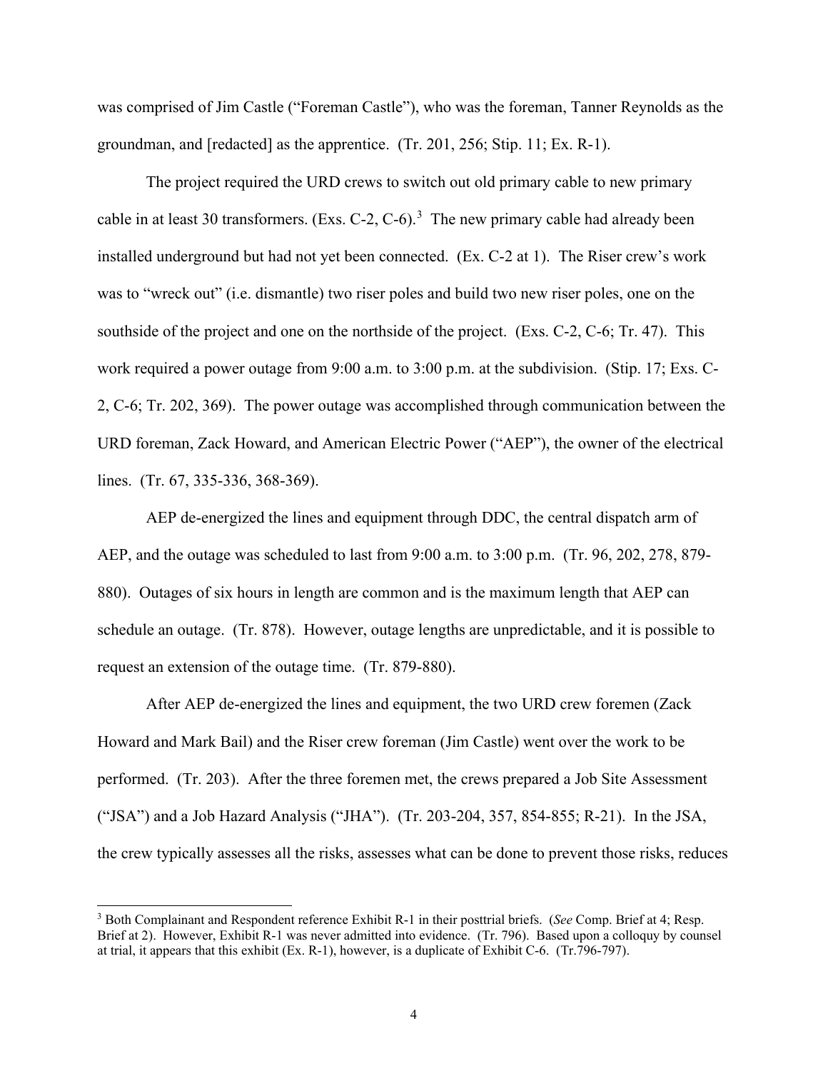was comprised of Jim Castle ("Foreman Castle"), who was the foreman, Tanner Reynolds as the groundman, and [redacted] as the apprentice. (Tr. 201, 256; Stip. 11; Ex. R-1).

The project required the URD crews to switch out old primary cable to new primary cable in at least 30 transformers. (Exs. C-2, C-6).[3] The new primary cable had already been installed underground but had not yet been connected. (Ex. C-2 at 1). The Riser crew's work was to "wreck out" (i.e. dismantle) two riser poles and build two new riser poles, one on the southside of the project and one on the northside of the project. (Exs. C-2, C-6; Tr. 47). This work required a power outage from 9:00 a.m. to 3:00 p.m. at the subdivision. (Stip. 17; Exs. C-2, C-6; Tr. 202, 369). The power outage was accomplished through communication between the URD foreman, Zack Howard, and American Electric Power ("AEP"), the owner of the electrical lines. (Tr. 67, 335-336, 368-369).

AEP de-energized the lines and equipment through DDC, the central dispatch arm of AEP, and the outage was scheduled to last from 9:00 a.m. to 3:00 p.m. (Tr. 96, 202, 278, 879-880). Outages of six hours in length are common and is the maximum length that AEP can schedule an outage. (Tr. 878). However, outage lengths are unpredictable, and it is possible to request an extension of the outage time. (Tr. 879-880).

After AEP de-energized the lines and equipment, the two URD crew foremen (Zack Howard and Mark Bail) and the Riser crew foreman (Jim Castle) went over the work to be performed. (Tr. 203). After the three foremen met, the crews prepared a Job Site Assessment ("JSA") and a Job Hazard Analysis ("JHA"). (Tr. 203-204, 357, 854-855; R-21). In the JSA, the crew typically assesses all the risks, assesses what can be done to prevent those risks, reduces

---

[3] Both Complainant and Respondent reference Exhibit R-1 in their posttrial briefs. (*See* Comp. Brief at 4; Resp. Brief at 2). However, Exhibit R-1 was never admitted into evidence. (Tr. 796). Based upon a colloquy by counsel at trial, it appears that this exhibit (Ex. R-1), however, is a duplicate of Exhibit C-6. (Tr.796-797).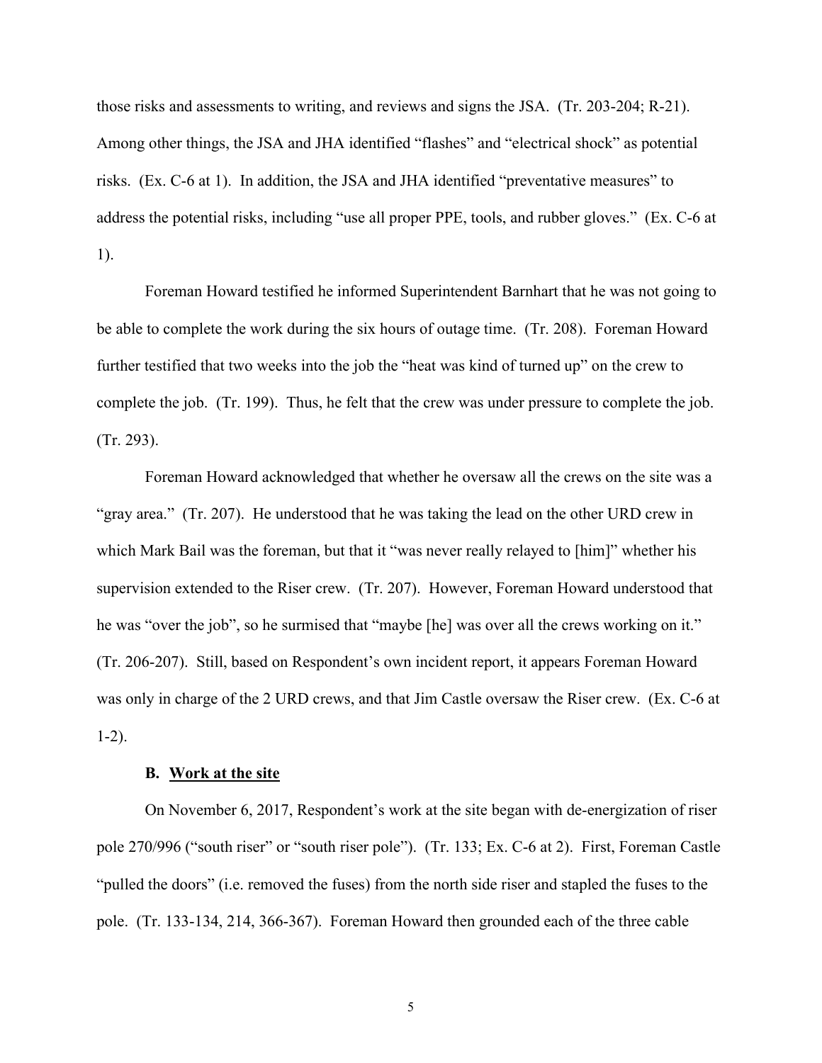those risks and assessments to writing, and reviews and signs the JSA. (Tr. 203-204; R-21). Among other things, the JSA and JHA identified "flashes" and "electrical shock" as potential risks. (Ex. C-6 at 1). In addition, the JSA and JHA identified "preventative measures" to address the potential risks, including "use all proper PPE, tools, and rubber gloves." (Ex. C-6 at 1).

Foreman Howard testified he informed Superintendent Barnhart that he was not going to be able to complete the work during the six hours of outage time. (Tr. 208). Foreman Howard further testified that two weeks into the job the "heat was kind of turned up" on the crew to complete the job. (Tr. 199). Thus, he felt that the crew was under pressure to complete the job. (Tr. 293).

Foreman Howard acknowledged that whether he oversaw all the crews on the site was a "gray area." (Tr. 207). He understood that he was taking the lead on the other URD crew in which Mark Bail was the foreman, but that it "was never really relayed to [him]" whether his supervision extended to the Riser crew. (Tr. 207). However, Foreman Howard understood that he was "over the job", so he surmised that "maybe [he] was over all the crews working on it." (Tr. 206-207). Still, based on Respondent's own incident report, it appears Foreman Howard was only in charge of the 2 URD crews, and that Jim Castle oversaw the Riser crew. (Ex. C-6 at 1-2).

### B. <u>Work at the site</u>

On November 6, 2017, Respondent's work at the site began with de-energization of riser pole 270/996 ("south riser" or "south riser pole"). (Tr. 133; Ex. C-6 at 2). First, Foreman Castle "pulled the doors" (i.e. removed the fuses) from the north side riser and stapled the fuses to the pole. (Tr. 133-134, 214, 366-367). Foreman Howard then grounded each of the three cable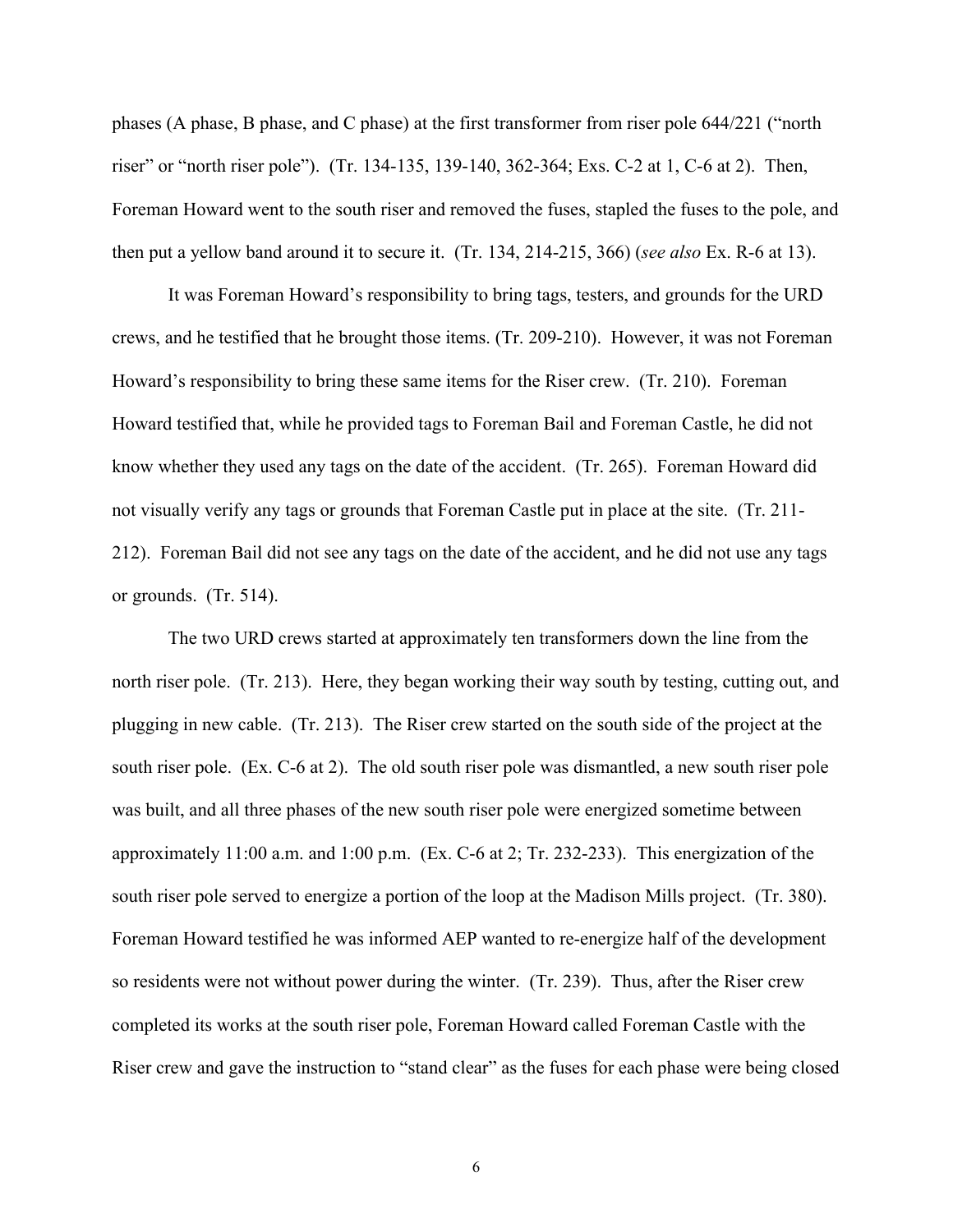phases (A phase, B phase, and C phase) at the first transformer from riser pole 644/221 ("north riser" or "north riser pole"). (Tr. 134-135, 139-140, 362-364; Exs. C-2 at 1, C-6 at 2). Then, Foreman Howard went to the south riser and removed the fuses, stapled the fuses to the pole, and then put a yellow band around it to secure it. (Tr. 134, 214-215, 366) (*see also* Ex. R-6 at 13).

It was Foreman Howard's responsibility to bring tags, testers, and grounds for the URD crews, and he testified that he brought those items. (Tr. 209-210). However, it was not Foreman Howard's responsibility to bring these same items for the Riser crew. (Tr. 210). Foreman Howard testified that, while he provided tags to Foreman Bail and Foreman Castle, he did not know whether they used any tags on the date of the accident. (Tr. 265). Foreman Howard did not visually verify any tags or grounds that Foreman Castle put in place at the site. (Tr. 211-212). Foreman Bail did not see any tags on the date of the accident, and he did not use any tags or grounds. (Tr. 514).

The two URD crews started at approximately ten transformers down the line from the north riser pole. (Tr. 213). Here, they began working their way south by testing, cutting out, and plugging in new cable. (Tr. 213). The Riser crew started on the south side of the project at the south riser pole. (Ex. C-6 at 2). The old south riser pole was dismantled, a new south riser pole was built, and all three phases of the new south riser pole were energized sometime between approximately 11:00 a.m. and 1:00 p.m. (Ex. C-6 at 2; Tr. 232-233). This energization of the south riser pole served to energize a portion of the loop at the Madison Mills project. (Tr. 380). Foreman Howard testified he was informed AEP wanted to re-energize half of the development so residents were not without power during the winter. (Tr. 239). Thus, after the Riser crew completed its works at the south riser pole, Foreman Howard called Foreman Castle with the Riser crew and gave the instruction to "stand clear" as the fuses for each phase were being closed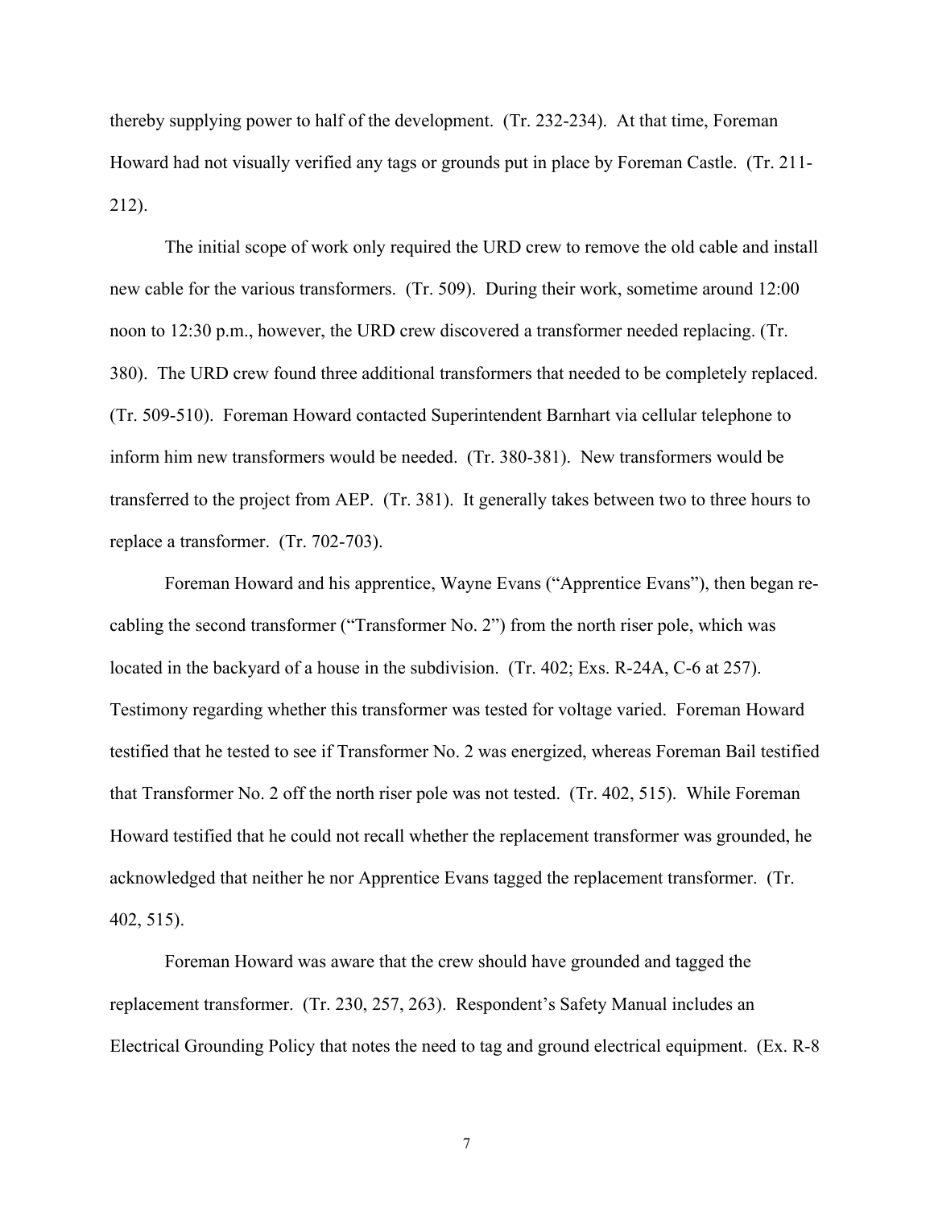thereby supplying power to half of the development. (Tr. 232-234). At that time, Foreman Howard had not visually verified any tags or grounds put in place by Foreman Castle. (Tr. 211-212).

The initial scope of work only required the URD crew to remove the old cable and install new cable for the various transformers. (Tr. 509). During their work, sometime around 12:00 noon to 12:30 p.m., however, the URD crew discovered a transformer needed replacing. (Tr. 380). The URD crew found three additional transformers that needed to be completely replaced. (Tr. 509-510). Foreman Howard contacted Superintendent Barnhart via cellular telephone to inform him new transformers would be needed. (Tr. 380-381). New transformers would be transferred to the project from AEP. (Tr. 381). It generally takes between two to three hours to replace a transformer. (Tr. 702-703).

Foreman Howard and his apprentice, Wayne Evans ("Apprentice Evans"), then began re-cabling the second transformer ("Transformer No. 2") from the north riser pole, which was located in the backyard of a house in the subdivision. (Tr. 402; Exs. R-24A, C-6 at 257). Testimony regarding whether this transformer was tested for voltage varied. Foreman Howard testified that he tested to see if Transformer No. 2 was energized, whereas Foreman Bail testified that Transformer No. 2 off the north riser pole was not tested. (Tr. 402, 515). While Foreman Howard testified that he could not recall whether the replacement transformer was grounded, he acknowledged that neither he nor Apprentice Evans tagged the replacement transformer. (Tr. 402, 515).

Foreman Howard was aware that the crew should have grounded and tagged the replacement transformer. (Tr. 230, 257, 263). Respondent's Safety Manual includes an Electrical Grounding Policy that notes the need to tag and ground electrical equipment. (Ex. R-8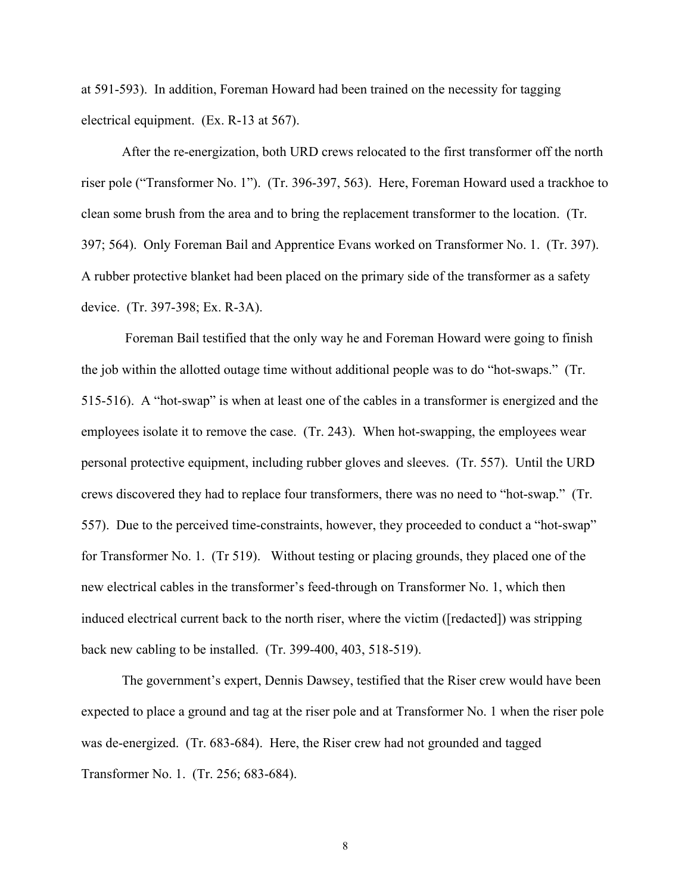at 591-593). In addition, Foreman Howard had been trained on the necessity for tagging electrical equipment. (Ex. R-13 at 567).

After the re-energization, both URD crews relocated to the first transformer off the north riser pole ("Transformer No. 1"). (Tr. 396-397, 563). Here, Foreman Howard used a trackhoe to clean some brush from the area and to bring the replacement transformer to the location. (Tr. 397; 564). Only Foreman Bail and Apprentice Evans worked on Transformer No. 1. (Tr. 397). A rubber protective blanket had been placed on the primary side of the transformer as a safety device. (Tr. 397-398; Ex. R-3A).

Foreman Bail testified that the only way he and Foreman Howard were going to finish the job within the allotted outage time without additional people was to do "hot-swaps." (Tr. 515-516). A "hot-swap" is when at least one of the cables in a transformer is energized and the employees isolate it to remove the case. (Tr. 243). When hot-swapping, the employees wear personal protective equipment, including rubber gloves and sleeves. (Tr. 557). Until the URD crews discovered they had to replace four transformers, there was no need to "hot-swap." (Tr. 557). Due to the perceived time-constraints, however, they proceeded to conduct a "hot-swap" for Transformer No. 1. (Tr 519). Without testing or placing grounds, they placed one of the new electrical cables in the transformer's feed-through on Transformer No. 1, which then induced electrical current back to the north riser, where the victim ([redacted]) was stripping back new cabling to be installed. (Tr. 399-400, 403, 518-519).

The government's expert, Dennis Dawsey, testified that the Riser crew would have been expected to place a ground and tag at the riser pole and at Transformer No. 1 when the riser pole was de-energized. (Tr. 683-684). Here, the Riser crew had not grounded and tagged Transformer No. 1. (Tr. 256; 683-684).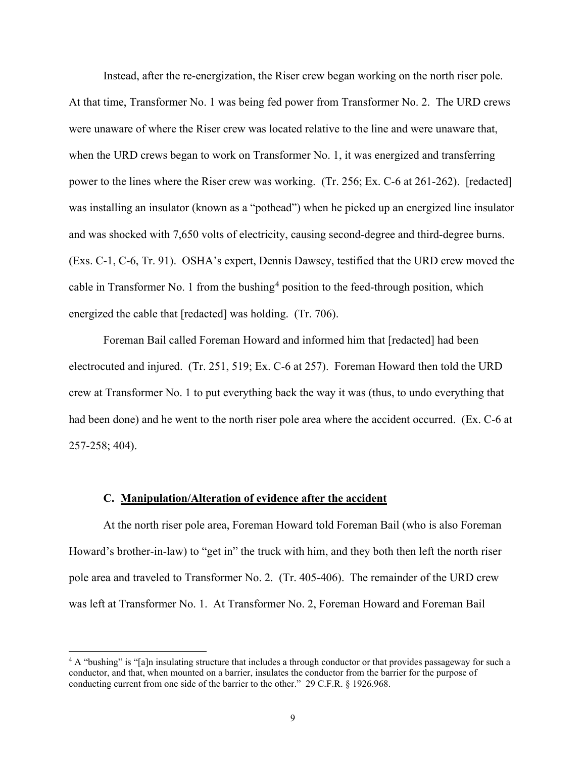Instead, after the re-energization, the Riser crew began working on the north riser pole. At that time, Transformer No. 1 was being fed power from Transformer No. 2. The URD crews were unaware of where the Riser crew was located relative to the line and were unaware that, when the URD crews began to work on Transformer No. 1, it was energized and transferring power to the lines where the Riser crew was working. (Tr. 256; Ex. C-6 at 261-262). [redacted] was installing an insulator (known as a "pothead") when he picked up an energized line insulator and was shocked with 7,650 volts of electricity, causing second-degree and third-degree burns. (Exs. C-1, C-6, Tr. 91). OSHA's expert, Dennis Dawsey, testified that the URD crew moved the cable in Transformer No. 1 from the bushing[4] position to the feed-through position, which energized the cable that [redacted] was holding. (Tr. 706).

Foreman Bail called Foreman Howard and informed him that [redacted] had been electrocuted and injured. (Tr. 251, 519; Ex. C-6 at 257). Foreman Howard then told the URD crew at Transformer No. 1 to put everything back the way it was (thus, to undo everything that had been done) and he went to the north riser pole area where the accident occurred. (Ex. C-6 at 257-258; 404).

### C. <u>Manipulation/Alteration of evidence after the accident</u>

At the north riser pole area, Foreman Howard told Foreman Bail (who is also Foreman Howard's brother-in-law) to "get in" the truck with him, and they both then left the north riser pole area and traveled to Transformer No. 2. (Tr. 405-406). The remainder of the URD crew was left at Transformer No. 1. At Transformer No. 2, Foreman Howard and Foreman Bail

---

[4] A "bushing" is "[a]n insulating structure that includes a through conductor or that provides passageway for such a conductor, and that, when mounted on a barrier, insulates the conductor from the barrier for the purpose of conducting current from one side of the barrier to the other." 29 C.F.R. § 1926.968.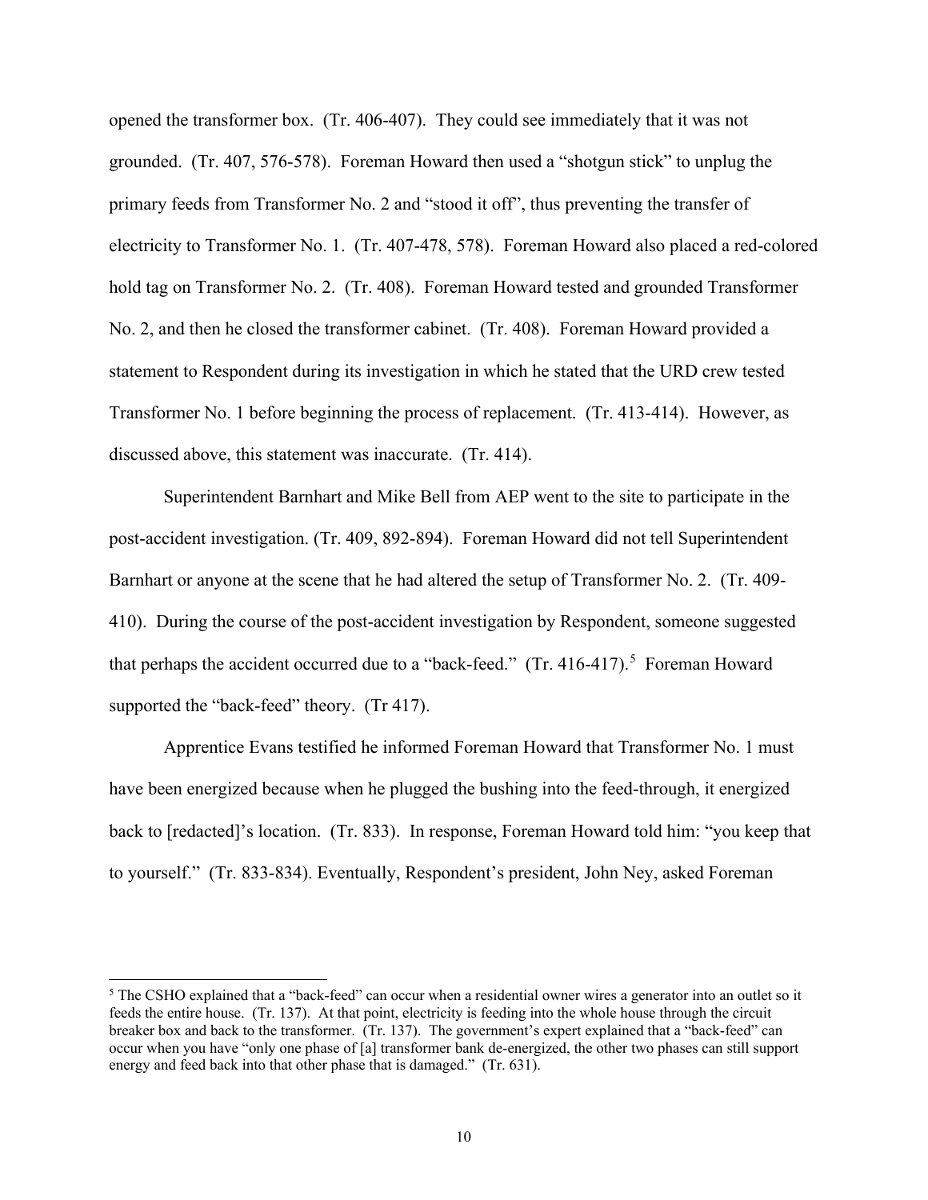opened the transformer box. (Tr. 406-407). They could see immediately that it was not grounded. (Tr. 407, 576-578). Foreman Howard then used a "shotgun stick" to unplug the primary feeds from Transformer No. 2 and "stood it off", thus preventing the transfer of electricity to Transformer No. 1. (Tr. 407-478, 578). Foreman Howard also placed a red-colored hold tag on Transformer No. 2. (Tr. 408). Foreman Howard tested and grounded Transformer No. 2, and then he closed the transformer cabinet. (Tr. 408). Foreman Howard provided a statement to Respondent during its investigation in which he stated that the URD crew tested Transformer No. 1 before beginning the process of replacement. (Tr. 413-414). However, as discussed above, this statement was inaccurate. (Tr. 414).

Superintendent Barnhart and Mike Bell from AEP went to the site to participate in the post-accident investigation. (Tr. 409, 892-894). Foreman Howard did not tell Superintendent Barnhart or anyone at the scene that he had altered the setup of Transformer No. 2. (Tr. 409-410). During the course of the post-accident investigation by Respondent, someone suggested that perhaps the accident occurred due to a "back-feed." (Tr. 416-417).[5] Foreman Howard supported the "back-feed" theory. (Tr 417).

Apprentice Evans testified he informed Foreman Howard that Transformer No. 1 must have been energized because when he plugged the bushing into the feed-through, it energized back to [redacted]'s location. (Tr. 833). In response, Foreman Howard told him: "you keep that to yourself." (Tr. 833-834). Eventually, Respondent's president, John Ney, asked Foreman

[5] The CSHO explained that a "back-feed" can occur when a residential owner wires a generator into an outlet so it feeds the entire house. (Tr. 137). At that point, electricity is feeding into the whole house through the circuit breaker box and back to the transformer. (Tr. 137). The government's expert explained that a "back-feed" can occur when you have "only one phase of [a] transformer bank de-energized, the other two phases can still support energy and feed back into that other phase that is damaged." (Tr. 631).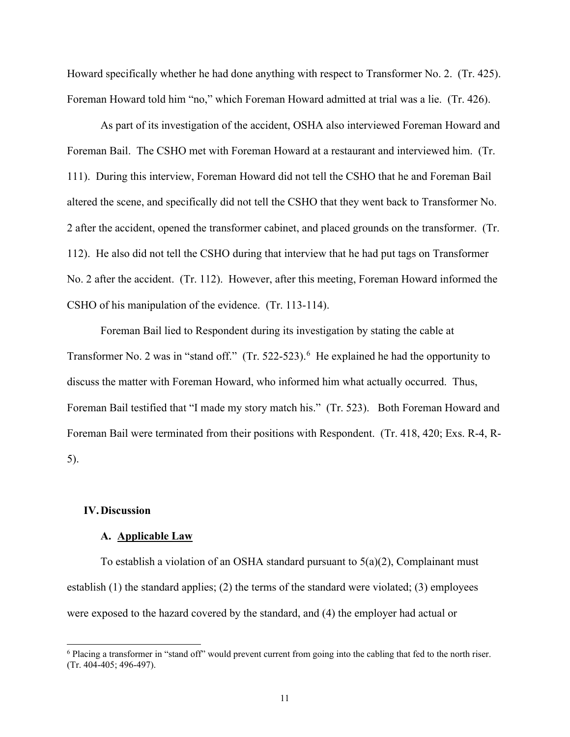Howard specifically whether he had done anything with respect to Transformer No. 2. (Tr. 425). Foreman Howard told him "no," which Foreman Howard admitted at trial was a lie. (Tr. 426).

As part of its investigation of the accident, OSHA also interviewed Foreman Howard and Foreman Bail. The CSHO met with Foreman Howard at a restaurant and interviewed him. (Tr. 111). During this interview, Foreman Howard did not tell the CSHO that he and Foreman Bail altered the scene, and specifically did not tell the CSHO that they went back to Transformer No. 2 after the accident, opened the transformer cabinet, and placed grounds on the transformer. (Tr. 112). He also did not tell the CSHO during that interview that he had put tags on Transformer No. 2 after the accident. (Tr. 112). However, after this meeting, Foreman Howard informed the CSHO of his manipulation of the evidence. (Tr. 113-114).

Foreman Bail lied to Respondent during its investigation by stating the cable at Transformer No. 2 was in "stand off." (Tr. 522-523).[6] He explained he had the opportunity to discuss the matter with Foreman Howard, who informed him what actually occurred. Thus, Foreman Bail testified that "I made my story match his." (Tr. 523). Both Foreman Howard and Foreman Bail were terminated from their positions with Respondent. (Tr. 418, 420; Exs. R-4, R-5).

## IV. Discussion

### A. Applicable Law

To establish a violation of an OSHA standard pursuant to 5(a)(2), Complainant must establish (1) the standard applies; (2) the terms of the standard were violated; (3) employees were exposed to the hazard covered by the standard, and (4) the employer had actual or

[6] Placing a transformer in "stand off" would prevent current from going into the cabling that fed to the north riser. (Tr. 404-405; 496-497).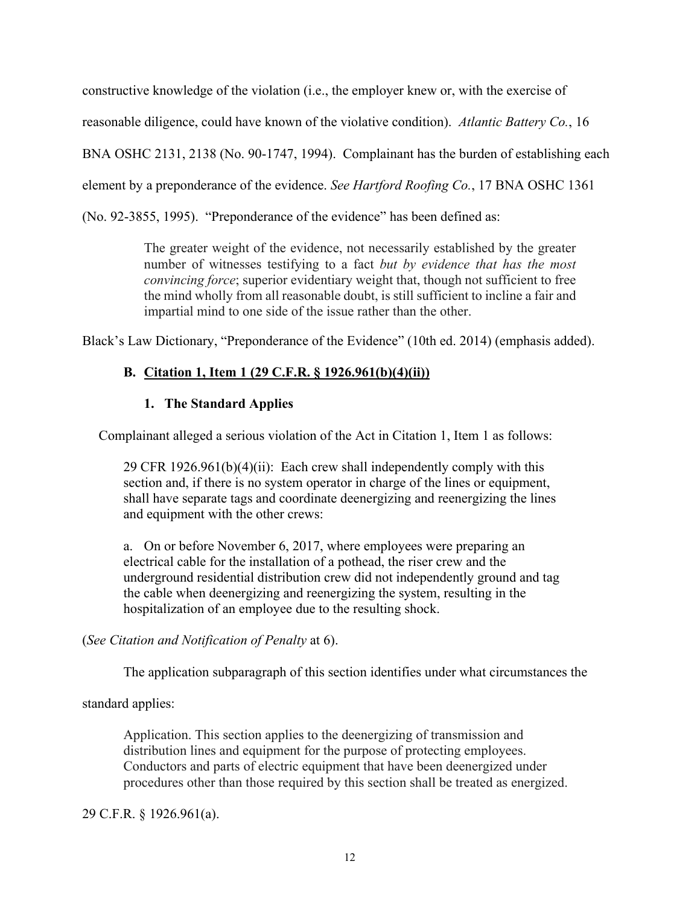constructive knowledge of the violation (i.e., the employer knew or, with the exercise of reasonable diligence, could have known of the violative condition). *Atlantic Battery Co.*, 16 BNA OSHC 2131, 2138 (No. 90-1747, 1994). Complainant has the burden of establishing each element by a preponderance of the evidence. *See Hartford Roofing Co.*, 17 BNA OSHC 1361 (No. 92-3855, 1995). "Preponderance of the evidence" has been defined as:

> The greater weight of the evidence, not necessarily established by the greater number of witnesses testifying to a fact *but by evidence that has the most convincing force*; superior evidentiary weight that, though not sufficient to free the mind wholly from all reasonable doubt, is still sufficient to incline a fair and impartial mind to one side of the issue rather than the other.

Black's Law Dictionary, "Preponderance of the Evidence" (10th ed. 2014) (emphasis added).

### B. Citation 1, Item 1 (29 C.F.R. § 1926.961(b)(4)(ii))

#### 1. The Standard Applies

Complainant alleged a serious violation of the Act in Citation 1, Item 1 as follows:

> 29 CFR 1926.961(b)(4)(ii): Each crew shall independently comply with this section and, if there is no system operator in charge of the lines or equipment, shall have separate tags and coordinate deenergizing and reenergizing the lines and equipment with the other crews:
>
> a. On or before November 6, 2017, where employees were preparing an electrical cable for the installation of a pothead, the riser crew and the underground residential distribution crew did not independently ground and tag the cable when deenergizing and reenergizing the system, resulting in the hospitalization of an employee due to the resulting shock.

(*See Citation and Notification of Penalty* at 6).

The application subparagraph of this section identifies under what circumstances the standard applies:

> Application. This section applies to the deenergizing of transmission and distribution lines and equipment for the purpose of protecting employees. Conductors and parts of electric equipment that have been deenergized under procedures other than those required by this section shall be treated as energized.

29 C.F.R. § 1926.961(a).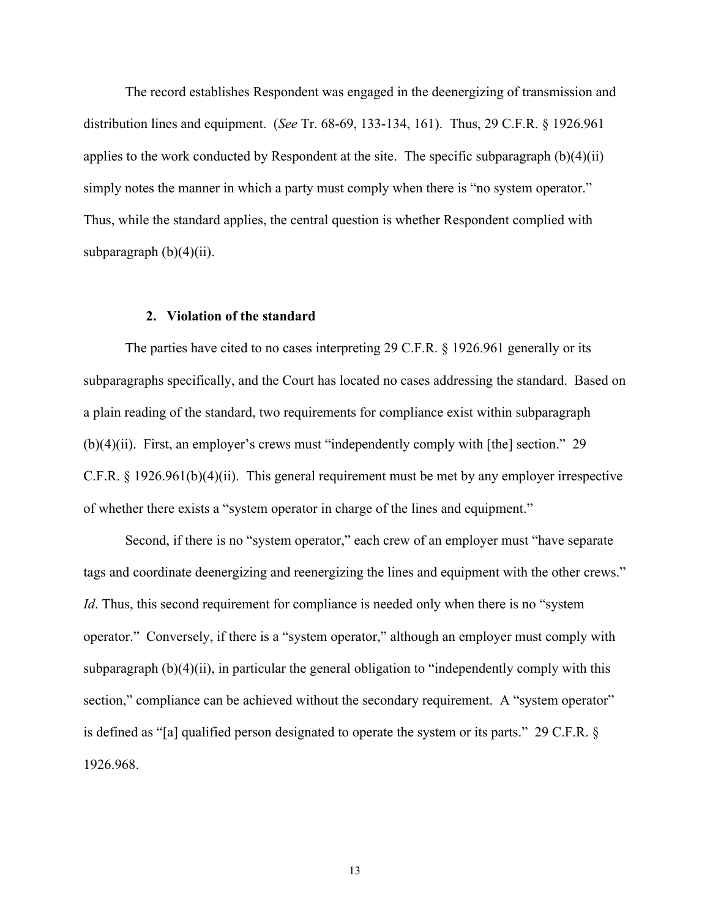The record establishes Respondent was engaged in the deenergizing of transmission and distribution lines and equipment. (*See* Tr. 68-69, 133-134, 161). Thus, 29 C.F.R. § 1926.961 applies to the work conducted by Respondent at the site. The specific subparagraph (b)(4)(ii) simply notes the manner in which a party must comply when there is "no system operator." Thus, while the standard applies, the central question is whether Respondent complied with subparagraph (b)(4)(ii).

#### 2. Violation of the standard

The parties have cited to no cases interpreting 29 C.F.R. § 1926.961 generally or its subparagraphs specifically, and the Court has located no cases addressing the standard. Based on a plain reading of the standard, two requirements for compliance exist within subparagraph (b)(4)(ii). First, an employer's crews must "independently comply with [the] section." 29 C.F.R. § 1926.961(b)(4)(ii). This general requirement must be met by any employer irrespective of whether there exists a "system operator in charge of the lines and equipment."

Second, if there is no "system operator," each crew of an employer must "have separate tags and coordinate deenergizing and reenergizing the lines and equipment with the other crews." *Id*. Thus, this second requirement for compliance is needed only when there is no "system operator." Conversely, if there is a "system operator," although an employer must comply with subparagraph (b)(4)(ii), in particular the general obligation to "independently comply with this section," compliance can be achieved without the secondary requirement. A "system operator" is defined as "[a] qualified person designated to operate the system or its parts." 29 C.F.R. § 1926.968.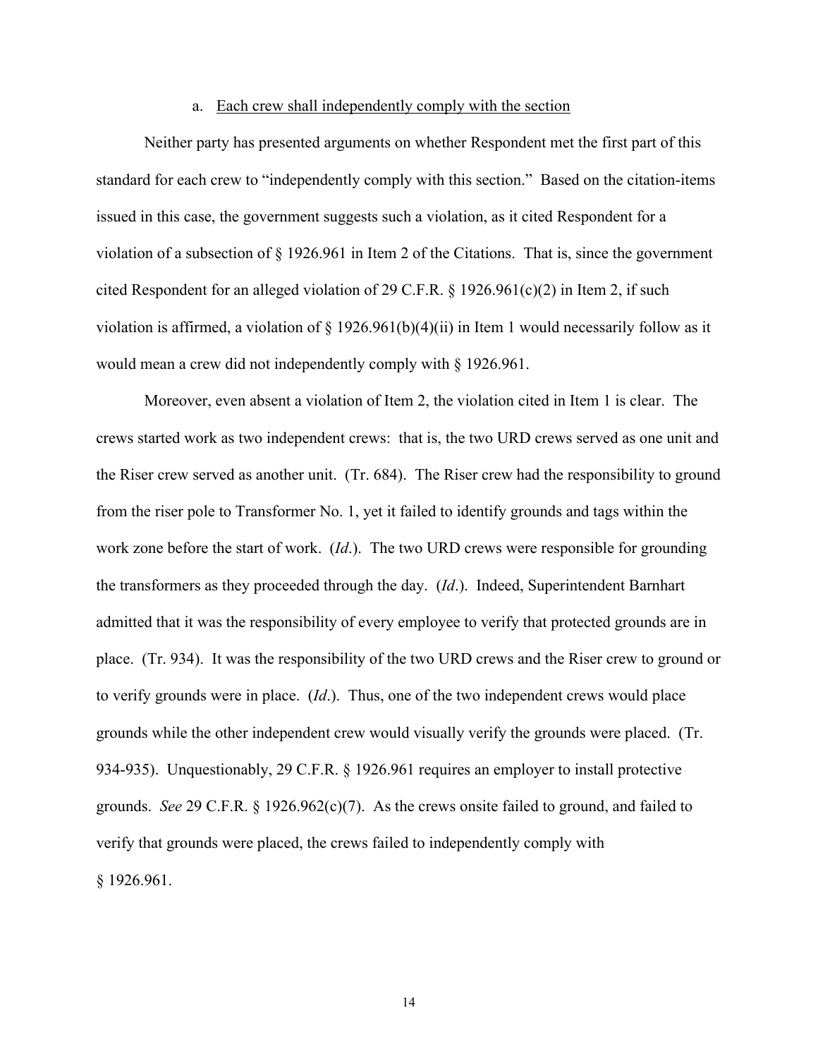a. Each crew shall independently comply with the section

Neither party has presented arguments on whether Respondent met the first part of this standard for each crew to "independently comply with this section." Based on the citation-items issued in this case, the government suggests such a violation, as it cited Respondent for a violation of a subsection of § 1926.961 in Item 2 of the Citations. That is, since the government cited Respondent for an alleged violation of 29 C.F.R. § 1926.961(c)(2) in Item 2, if such violation is affirmed, a violation of § 1926.961(b)(4)(ii) in Item 1 would necessarily follow as it would mean a crew did not independently comply with § 1926.961.

Moreover, even absent a violation of Item 2, the violation cited in Item 1 is clear. The crews started work as two independent crews: that is, the two URD crews served as one unit and the Riser crew served as another unit. (Tr. 684). The Riser crew had the responsibility to ground from the riser pole to Transformer No. 1, yet it failed to identify grounds and tags within the work zone before the start of work. (*Id*.). The two URD crews were responsible for grounding the transformers as they proceeded through the day. (*Id*.). Indeed, Superintendent Barnhart admitted that it was the responsibility of every employee to verify that protected grounds are in place. (Tr. 934). It was the responsibility of the two URD crews and the Riser crew to ground or to verify grounds were in place. (*Id*.). Thus, one of the two independent crews would place grounds while the other independent crew would visually verify the grounds were placed. (Tr. 934-935). Unquestionably, 29 C.F.R. § 1926.961 requires an employer to install protective grounds. *See* 29 C.F.R. § 1926.962(c)(7). As the crews onsite failed to ground, and failed to verify that grounds were placed, the crews failed to independently comply with § 1926.961.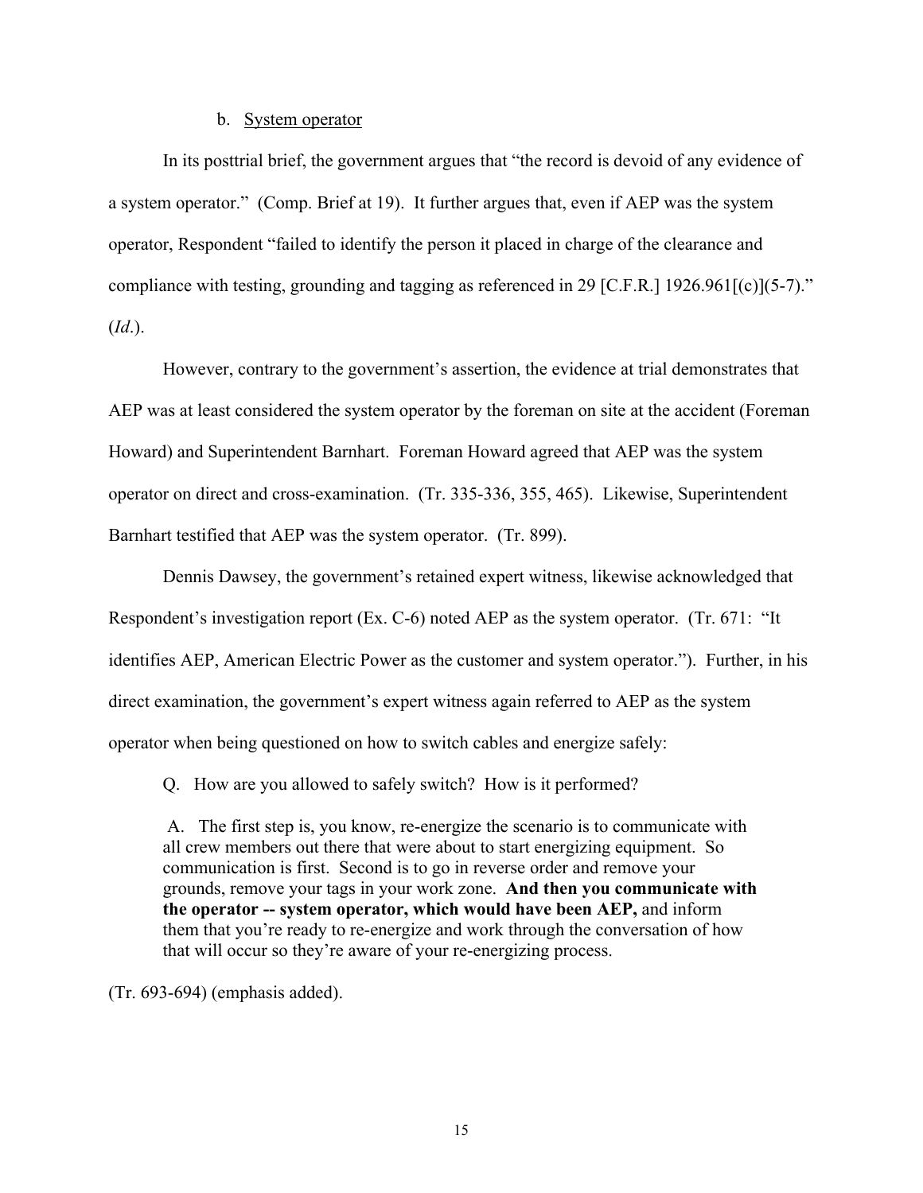b. System operator

In its posttrial brief, the government argues that "the record is devoid of any evidence of a system operator." (Comp. Brief at 19). It further argues that, even if AEP was the system operator, Respondent "failed to identify the person it placed in charge of the clearance and compliance with testing, grounding and tagging as referenced in 29 [C.F.R.] 1926.961[(c)](5-7)." (*Id*.).

However, contrary to the government's assertion, the evidence at trial demonstrates that AEP was at least considered the system operator by the foreman on site at the accident (Foreman Howard) and Superintendent Barnhart. Foreman Howard agreed that AEP was the system operator on direct and cross-examination. (Tr. 335-336, 355, 465). Likewise, Superintendent Barnhart testified that AEP was the system operator. (Tr. 899).

Dennis Dawsey, the government's retained expert witness, likewise acknowledged that Respondent's investigation report (Ex. C-6) noted AEP as the system operator. (Tr. 671: "It identifies AEP, American Electric Power as the customer and system operator."). Further, in his direct examination, the government's expert witness again referred to AEP as the system operator when being questioned on how to switch cables and energize safely:

> Q. How are you allowed to safely switch? How is it performed?
>
> A. The first step is, you know, re-energize the scenario is to communicate with all crew members out there that were about to start energizing equipment. So communication is first. Second is to go in reverse order and remove your grounds, remove your tags in your work zone. **And then you communicate with the operator -- system operator, which would have been AEP,** and inform them that you're ready to re-energize and work through the conversation of how that will occur so they're aware of your re-energizing process.

(Tr. 693-694) (emphasis added).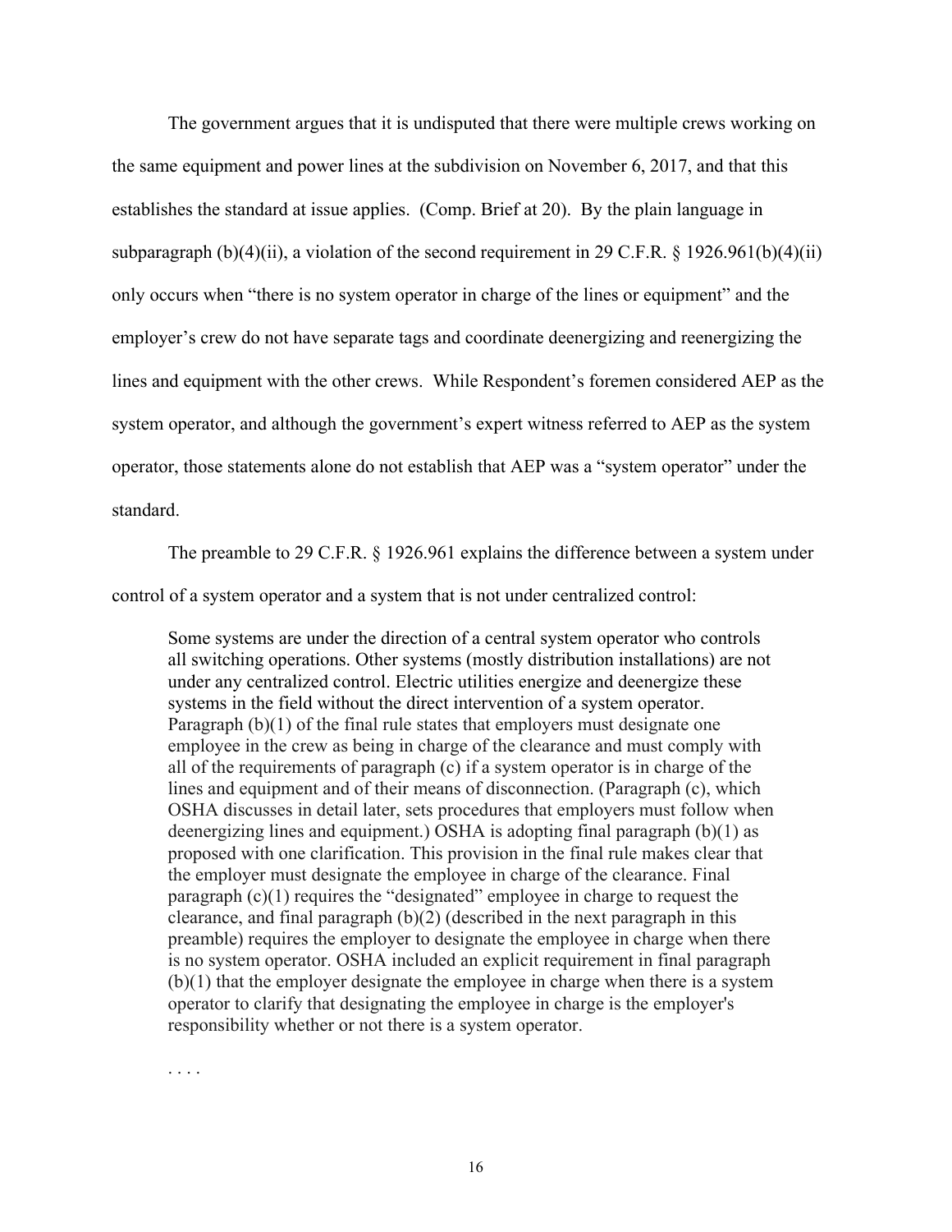The government argues that it is undisputed that there were multiple crews working on the same equipment and power lines at the subdivision on November 6, 2017, and that this establishes the standard at issue applies. (Comp. Brief at 20). By the plain language in subparagraph (b)(4)(ii), a violation of the second requirement in 29 C.F.R. § 1926.961(b)(4)(ii) only occurs when "there is no system operator in charge of the lines or equipment" and the employer's crew do not have separate tags and coordinate deenergizing and reenergizing the lines and equipment with the other crews. While Respondent's foremen considered AEP as the system operator, and although the government's expert witness referred to AEP as the system operator, those statements alone do not establish that AEP was a "system operator" under the standard.

The preamble to 29 C.F.R. § 1926.961 explains the difference between a system under control of a system operator and a system that is not under centralized control:

> Some systems are under the direction of a central system operator who controls all switching operations. Other systems (mostly distribution installations) are not under any centralized control. Electric utilities energize and deenergize these systems in the field without the direct intervention of a system operator. Paragraph (b)(1) of the final rule states that employers must designate one employee in the crew as being in charge of the clearance and must comply with all of the requirements of paragraph (c) if a system operator is in charge of the lines and equipment and of their means of disconnection. (Paragraph (c), which OSHA discusses in detail later, sets procedures that employers must follow when deenergizing lines and equipment.) OSHA is adopting final paragraph (b)(1) as proposed with one clarification. This provision in the final rule makes clear that the employer must designate the employee in charge of the clearance. Final paragraph (c)(1) requires the "designated" employee in charge to request the clearance, and final paragraph (b)(2) (described in the next paragraph in this preamble) requires the employer to designate the employee in charge when there is no system operator. OSHA included an explicit requirement in final paragraph (b)(1) that the employer designate the employee in charge when there is a system operator to clarify that designating the employee in charge is the employer's responsibility whether or not there is a system operator.
>
> . . . .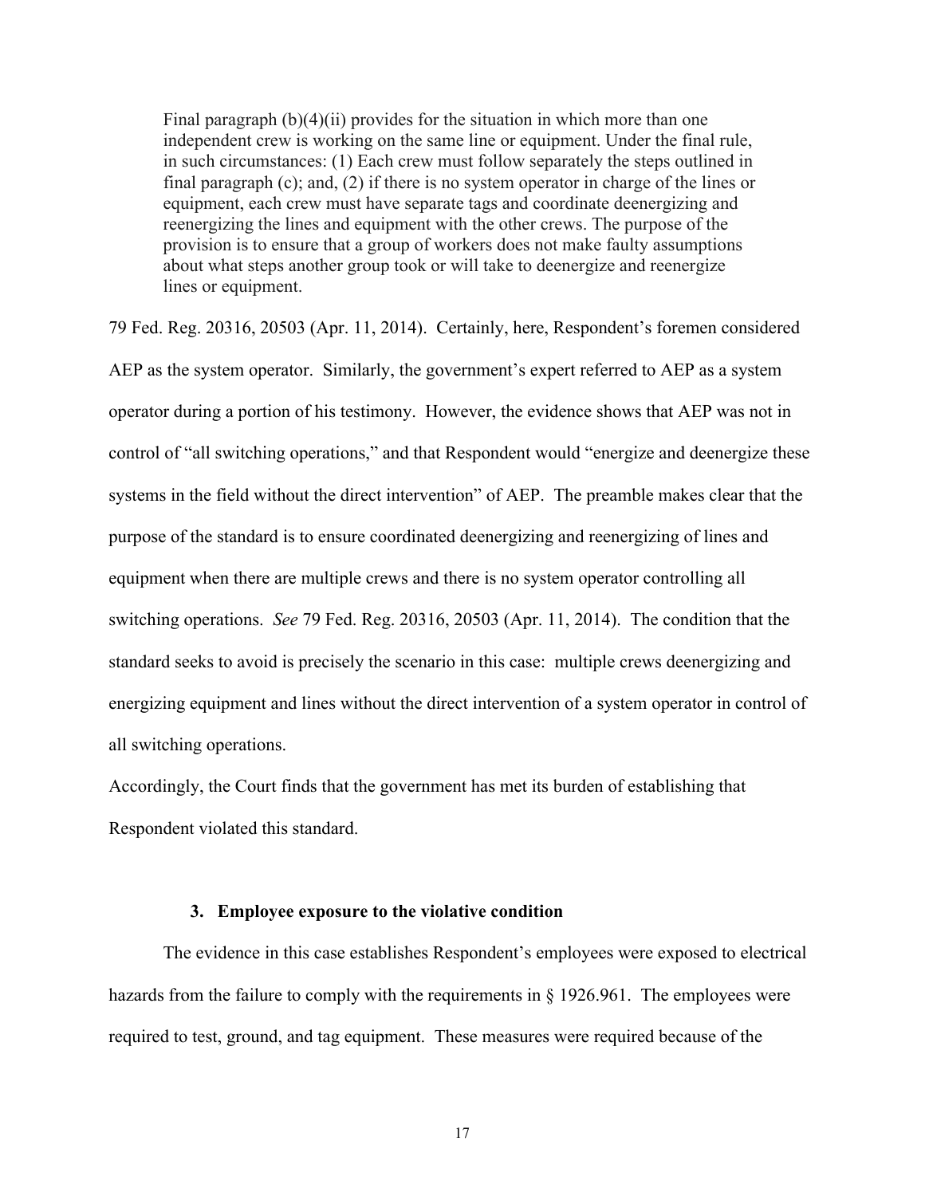> Final paragraph (b)(4)(ii) provides for the situation in which more than one independent crew is working on the same line or equipment. Under the final rule, in such circumstances: (1) Each crew must follow separately the steps outlined in final paragraph (c); and, (2) if there is no system operator in charge of the lines or equipment, each crew must have separate tags and coordinate deenergizing and reenergizing the lines and equipment with the other crews. The purpose of the provision is to ensure that a group of workers does not make faulty assumptions about what steps another group took or will take to deenergize and reenergize lines or equipment.

79 Fed. Reg. 20316, 20503 (Apr. 11, 2014). Certainly, here, Respondent's foremen considered AEP as the system operator. Similarly, the government's expert referred to AEP as a system operator during a portion of his testimony. However, the evidence shows that AEP was not in control of "all switching operations," and that Respondent would "energize and deenergize these systems in the field without the direct intervention" of AEP. The preamble makes clear that the purpose of the standard is to ensure coordinated deenergizing and reenergizing of lines and equipment when there are multiple crews and there is no system operator controlling all switching operations. *See* 79 Fed. Reg. 20316, 20503 (Apr. 11, 2014). The condition that the standard seeks to avoid is precisely the scenario in this case: multiple crews deenergizing and energizing equipment and lines without the direct intervention of a system operator in control of all switching operations.

Accordingly, the Court finds that the government has met its burden of establishing that Respondent violated this standard.

### 3. Employee exposure to the violative condition

The evidence in this case establishes Respondent's employees were exposed to electrical hazards from the failure to comply with the requirements in § 1926.961. The employees were required to test, ground, and tag equipment. These measures were required because of the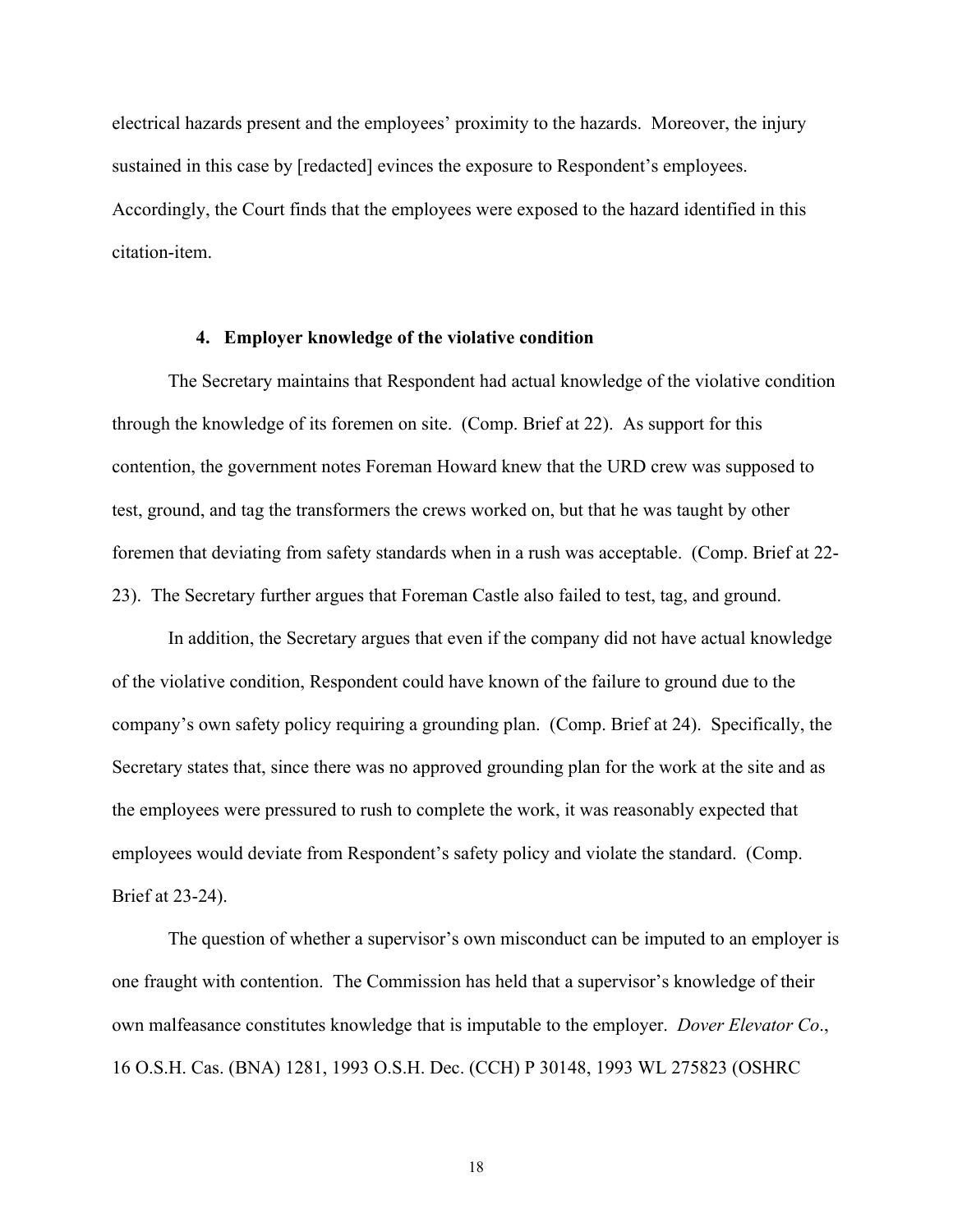electrical hazards present and the employees' proximity to the hazards. Moreover, the injury sustained in this case by [redacted] evinces the exposure to Respondent's employees. Accordingly, the Court finds that the employees were exposed to the hazard identified in this citation-item.

#### 4. Employer knowledge of the violative condition

The Secretary maintains that Respondent had actual knowledge of the violative condition through the knowledge of its foremen on site. (Comp. Brief at 22). As support for this contention, the government notes Foreman Howard knew that the URD crew was supposed to test, ground, and tag the transformers the crews worked on, but that he was taught by other foremen that deviating from safety standards when in a rush was acceptable. (Comp. Brief at 22-23). The Secretary further argues that Foreman Castle also failed to test, tag, and ground.

In addition, the Secretary argues that even if the company did not have actual knowledge of the violative condition, Respondent could have known of the failure to ground due to the company's own safety policy requiring a grounding plan. (Comp. Brief at 24). Specifically, the Secretary states that, since there was no approved grounding plan for the work at the site and as the employees were pressured to rush to complete the work, it was reasonably expected that employees would deviate from Respondent's safety policy and violate the standard. (Comp. Brief at 23-24).

The question of whether a supervisor's own misconduct can be imputed to an employer is one fraught with contention. The Commission has held that a supervisor's knowledge of their own malfeasance constitutes knowledge that is imputable to the employer. *Dover Elevator Co*., 16 O.S.H. Cas. (BNA) 1281, 1993 O.S.H. Dec. (CCH) P 30148, 1993 WL 275823 (OSHRC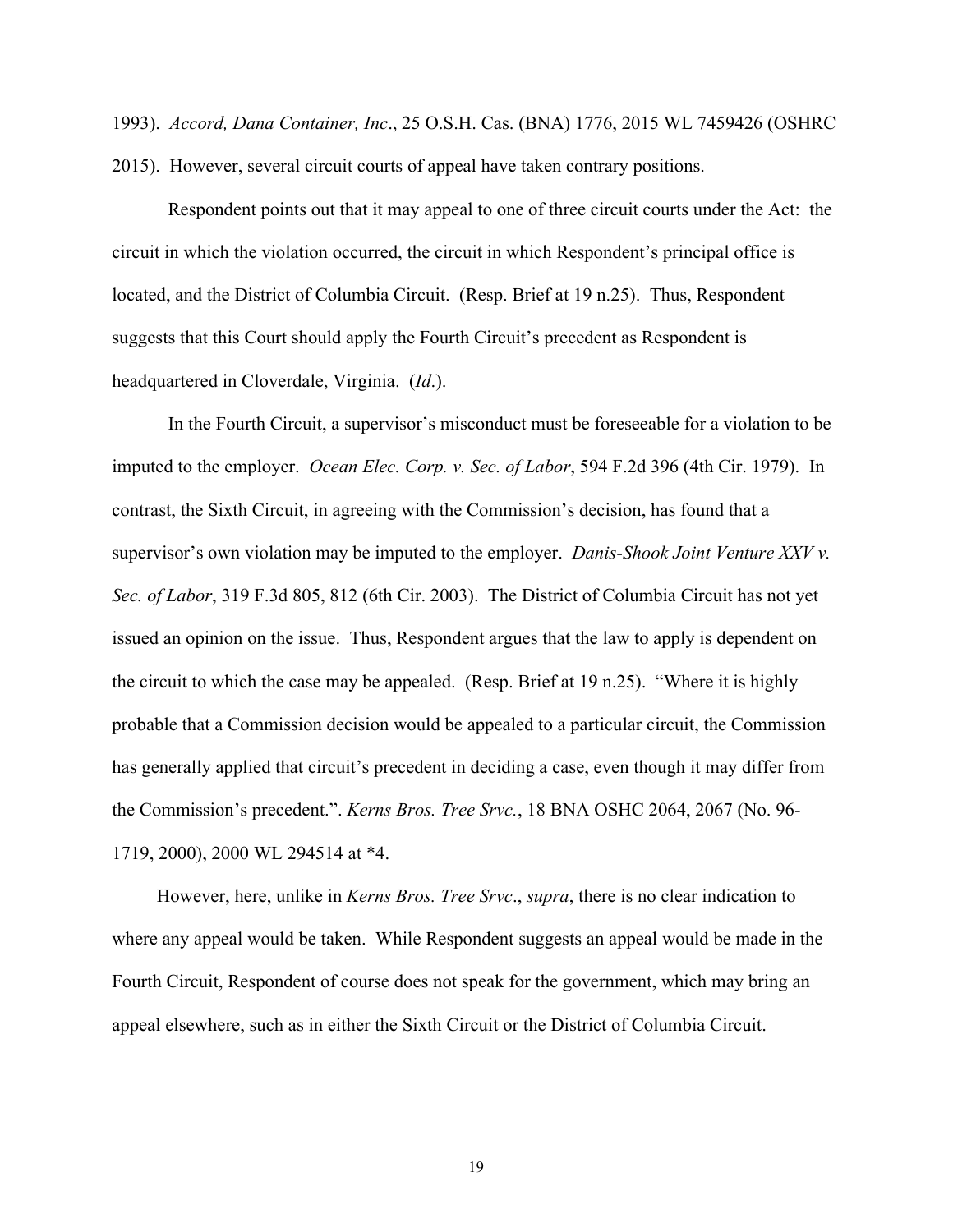1993). *Accord, Dana Container, Inc*., 25 O.S.H. Cas. (BNA) 1776, 2015 WL 7459426 (OSHRC 2015). However, several circuit courts of appeal have taken contrary positions.

Respondent points out that it may appeal to one of three circuit courts under the Act: the circuit in which the violation occurred, the circuit in which Respondent's principal office is located, and the District of Columbia Circuit. (Resp. Brief at 19 n.25). Thus, Respondent suggests that this Court should apply the Fourth Circuit's precedent as Respondent is headquartered in Cloverdale, Virginia. (*Id*.).

In the Fourth Circuit, a supervisor's misconduct must be foreseeable for a violation to be imputed to the employer. *Ocean Elec. Corp. v. Sec. of Labor*, 594 F.2d 396 (4th Cir. 1979). In contrast, the Sixth Circuit, in agreeing with the Commission's decision, has found that a supervisor's own violation may be imputed to the employer. *Danis-Shook Joint Venture XXV v. Sec. of Labor*, 319 F.3d 805, 812 (6th Cir. 2003). The District of Columbia Circuit has not yet issued an opinion on the issue. Thus, Respondent argues that the law to apply is dependent on the circuit to which the case may be appealed. (Resp. Brief at 19 n.25). "Where it is highly probable that a Commission decision would be appealed to a particular circuit, the Commission has generally applied that circuit's precedent in deciding a case, even though it may differ from the Commission's precedent.". *Kerns Bros. Tree Srvc.*, 18 BNA OSHC 2064, 2067 (No. 96-1719, 2000), 2000 WL 294514 at *4.

However, here, unlike in *Kerns Bros. Tree Srvc*., *supra*, there is no clear indication to where any appeal would be taken. While Respondent suggests an appeal would be made in the Fourth Circuit, Respondent of course does not speak for the government, which may bring an appeal elsewhere, such as in either the Sixth Circuit or the District of Columbia Circuit.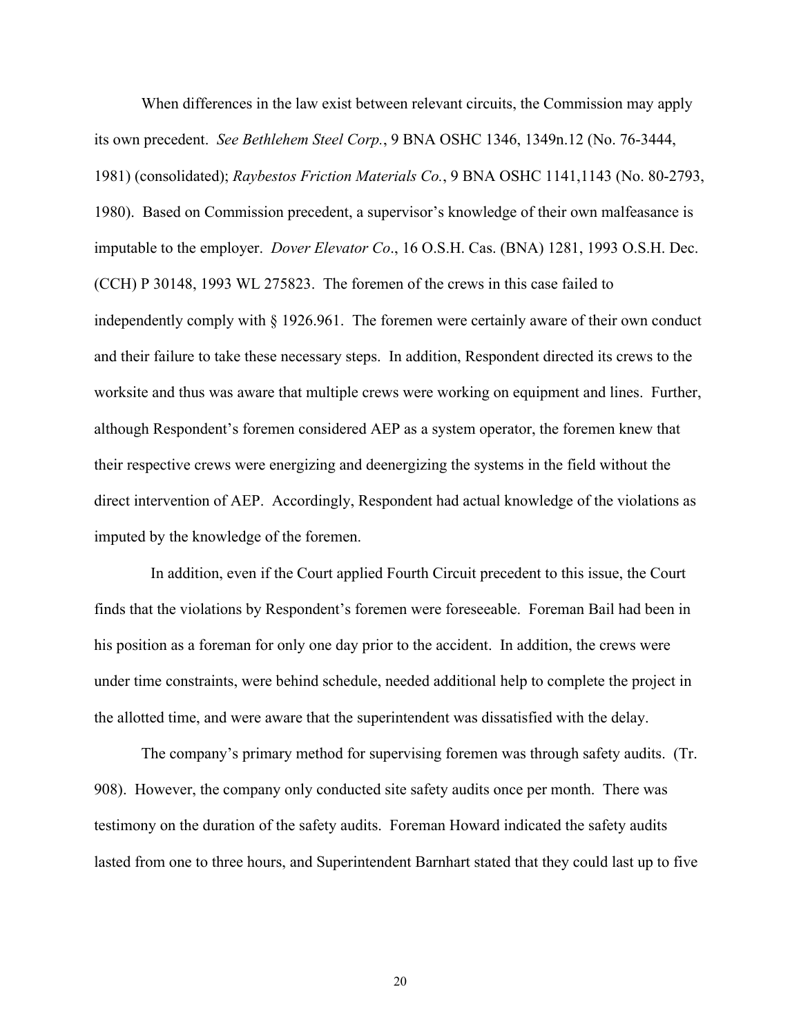When differences in the law exist between relevant circuits, the Commission may apply its own precedent. *See Bethlehem Steel Corp.*, 9 BNA OSHC 1346, 1349n.12 (No. 76-3444, 1981) (consolidated); *Raybestos Friction Materials Co.*, 9 BNA OSHC 1141,1143 (No. 80-2793, 1980). Based on Commission precedent, a supervisor's knowledge of their own malfeasance is imputable to the employer. *Dover Elevator Co*., 16 O.S.H. Cas. (BNA) 1281, 1993 O.S.H. Dec. (CCH) P 30148, 1993 WL 275823. The foremen of the crews in this case failed to independently comply with § 1926.961. The foremen were certainly aware of their own conduct and their failure to take these necessary steps. In addition, Respondent directed its crews to the worksite and thus was aware that multiple crews were working on equipment and lines. Further, although Respondent's foremen considered AEP as a system operator, the foremen knew that their respective crews were energizing and deenergizing the systems in the field without the direct intervention of AEP. Accordingly, Respondent had actual knowledge of the violations as imputed by the knowledge of the foremen.

In addition, even if the Court applied Fourth Circuit precedent to this issue, the Court finds that the violations by Respondent's foremen were foreseeable. Foreman Bail had been in his position as a foreman for only one day prior to the accident. In addition, the crews were under time constraints, were behind schedule, needed additional help to complete the project in the allotted time, and were aware that the superintendent was dissatisfied with the delay.

The company's primary method for supervising foremen was through safety audits. (Tr. 908). However, the company only conducted site safety audits once per month. There was testimony on the duration of the safety audits. Foreman Howard indicated the safety audits lasted from one to three hours, and Superintendent Barnhart stated that they could last up to five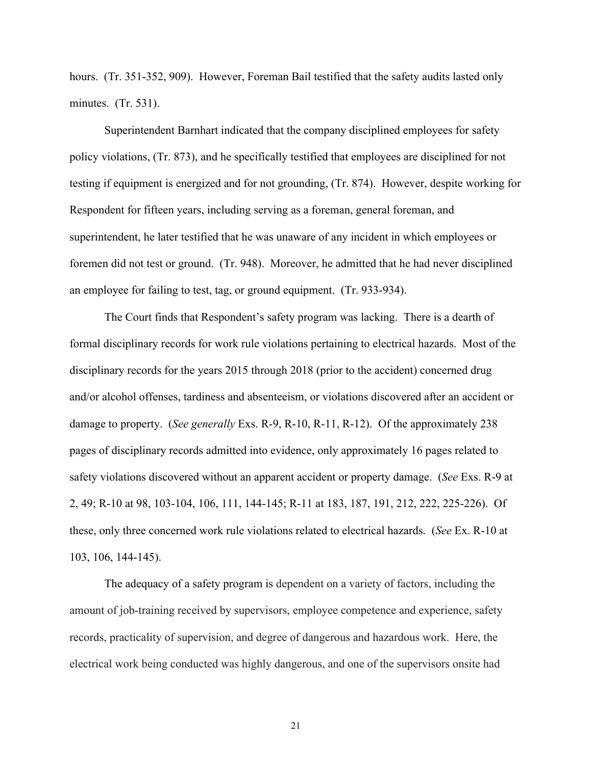hours. (Tr. 351-352, 909). However, Foreman Bail testified that the safety audits lasted only minutes. (Tr. 531).

Superintendent Barnhart indicated that the company disciplined employees for safety policy violations, (Tr. 873), and he specifically testified that employees are disciplined for not testing if equipment is energized and for not grounding, (Tr. 874). However, despite working for Respondent for fifteen years, including serving as a foreman, general foreman, and superintendent, he later testified that he was unaware of any incident in which employees or foremen did not test or ground. (Tr. 948). Moreover, he admitted that he had never disciplined an employee for failing to test, tag, or ground equipment. (Tr. 933-934).

The Court finds that Respondent's safety program was lacking. There is a dearth of formal disciplinary records for work rule violations pertaining to electrical hazards. Most of the disciplinary records for the years 2015 through 2018 (prior to the accident) concerned drug and/or alcohol offenses, tardiness and absenteeism, or violations discovered after an accident or damage to property. (*See generally* Exs. R-9, R-10, R-11, R-12). Of the approximately 238 pages of disciplinary records admitted into evidence, only approximately 16 pages related to safety violations discovered without an apparent accident or property damage. (*See* Exs. R-9 at 2, 49; R-10 at 98, 103-104, 106, 111, 144-145; R-11 at 183, 187, 191, 212, 222, 225-226). Of these, only three concerned work rule violations related to electrical hazards. (*See* Ex. R-10 at 103, 106, 144-145).

The adequacy of a safety program is dependent on a variety of factors, including the amount of job-training received by supervisors, employee competence and experience, safety records, practicality of supervision, and degree of dangerous and hazardous work. Here, the electrical work being conducted was highly dangerous, and one of the supervisors onsite had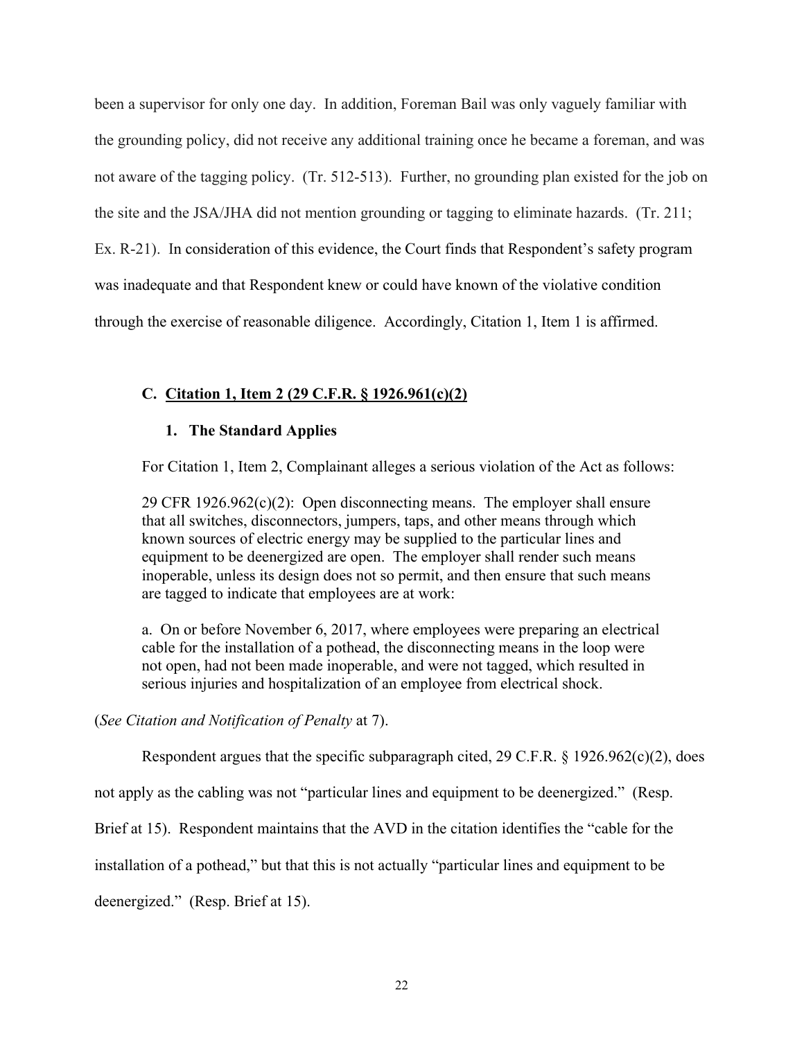been a supervisor for only one day. In addition, Foreman Bail was only vaguely familiar with the grounding policy, did not receive any additional training once he became a foreman, and was not aware of the tagging policy. (Tr. 512-513). Further, no grounding plan existed for the job on the site and the JSA/JHA did not mention grounding or tagging to eliminate hazards. (Tr. 211; Ex. R-21). In consideration of this evidence, the Court finds that Respondent's safety program was inadequate and that Respondent knew or could have known of the violative condition through the exercise of reasonable diligence. Accordingly, Citation 1, Item 1 is affirmed.

### C. Citation 1, Item 2 (29 C.F.R. § 1926.961(c)(2)

#### 1. The Standard Applies

For Citation 1, Item 2, Complainant alleges a serious violation of the Act as follows:

> 29 CFR 1926.962(c)(2): Open disconnecting means. The employer shall ensure that all switches, disconnectors, jumpers, taps, and other means through which known sources of electric energy may be supplied to the particular lines and equipment to be deenergized are open. The employer shall render such means inoperable, unless its design does not so permit, and then ensure that such means are tagged to indicate that employees are at work:
>
> a. On or before November 6, 2017, where employees were preparing an electrical cable for the installation of a pothead, the disconnecting means in the loop were not open, had not been made inoperable, and were not tagged, which resulted in serious injuries and hospitalization of an employee from electrical shock.

(*See Citation and Notification of Penalty* at 7).

Respondent argues that the specific subparagraph cited, 29 C.F.R. § 1926.962(c)(2), does not apply as the cabling was not "particular lines and equipment to be deenergized." (Resp. Brief at 15). Respondent maintains that the AVD in the citation identifies the "cable for the installation of a pothead," but that this is not actually "particular lines and equipment to be deenergized." (Resp. Brief at 15).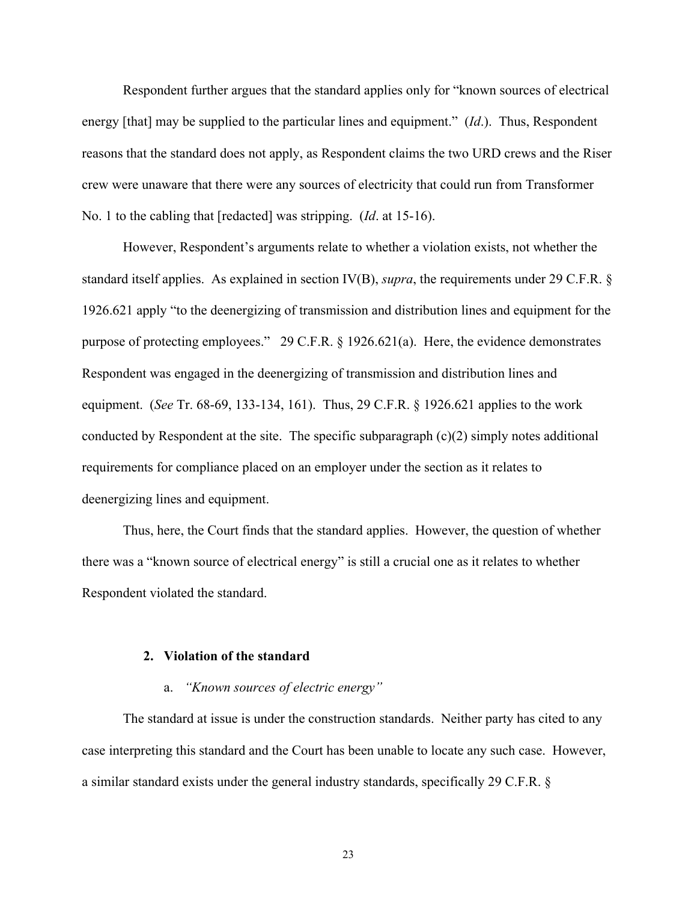Respondent further argues that the standard applies only for "known sources of electrical energy [that] may be supplied to the particular lines and equipment." (*Id*.). Thus, Respondent reasons that the standard does not apply, as Respondent claims the two URD crews and the Riser crew were unaware that there were any sources of electricity that could run from Transformer No. 1 to the cabling that [redacted] was stripping. (*Id*. at 15-16).

However, Respondent's arguments relate to whether a violation exists, not whether the standard itself applies. As explained in section IV(B), *supra*, the requirements under 29 C.F.R. § 1926.621 apply "to the deenergizing of transmission and distribution lines and equipment for the purpose of protecting employees." 29 C.F.R. § 1926.621(a). Here, the evidence demonstrates Respondent was engaged in the deenergizing of transmission and distribution lines and equipment. (*See* Tr. 68-69, 133-134, 161). Thus, 29 C.F.R. § 1926.621 applies to the work conducted by Respondent at the site. The specific subparagraph (c)(2) simply notes additional requirements for compliance placed on an employer under the section as it relates to deenergizing lines and equipment.

Thus, here, the Court finds that the standard applies. However, the question of whether there was a "known source of electrical energy" is still a crucial one as it relates to whether Respondent violated the standard.

#### 2. Violation of the standard

##### a. *"Known sources of electric energy"*

The standard at issue is under the construction standards. Neither party has cited to any case interpreting this standard and the Court has been unable to locate any such case. However, a similar standard exists under the general industry standards, specifically 29 C.F.R. §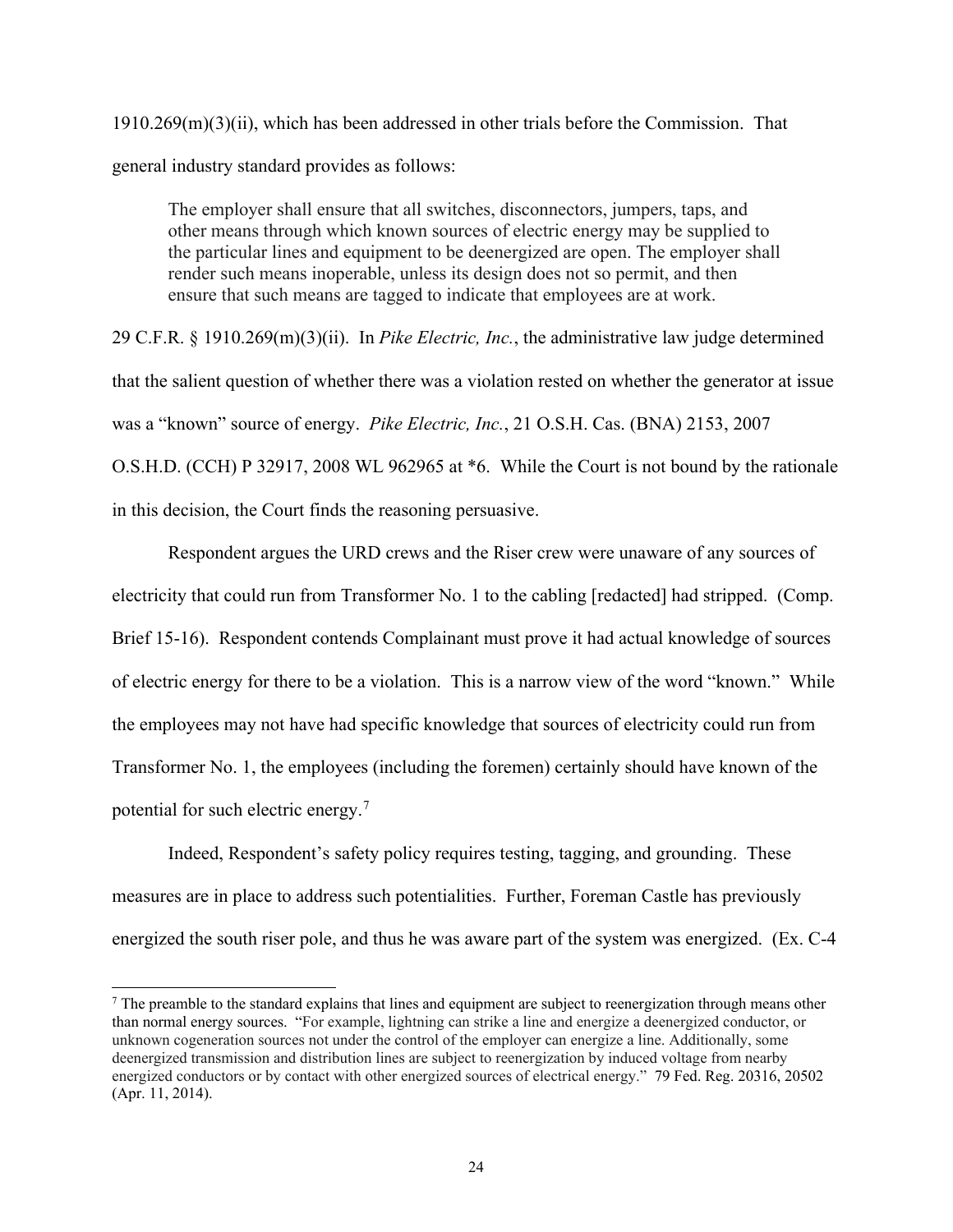1910.269(m)(3)(ii), which has been addressed in other trials before the Commission. That general industry standard provides as follows:

> The employer shall ensure that all switches, disconnectors, jumpers, taps, and other means through which known sources of electric energy may be supplied to the particular lines and equipment to be deenergized are open. The employer shall render such means inoperable, unless its design does not so permit, and then ensure that such means are tagged to indicate that employees are at work.

29 C.F.R. § 1910.269(m)(3)(ii). In *Pike Electric, Inc.*, the administrative law judge determined that the salient question of whether there was a violation rested on whether the generator at issue was a "known" source of energy. *Pike Electric, Inc.*, 21 O.S.H. Cas. (BNA) 2153, 2007 O.S.H.D. (CCH) P 32917, 2008 WL 962965 at *6. While the Court is not bound by the rationale in this decision, the Court finds the reasoning persuasive.

Respondent argues the URD crews and the Riser crew were unaware of any sources of electricity that could run from Transformer No. 1 to the cabling [redacted] had stripped. (Comp. Brief 15-16). Respondent contends Complainant must prove it had actual knowledge of sources of electric energy for there to be a violation. This is a narrow view of the word "known." While the employees may not have had specific knowledge that sources of electricity could run from Transformer No. 1, the employees (including the foremen) certainly should have known of the potential for such electric energy.[7]

Indeed, Respondent's safety policy requires testing, tagging, and grounding. These measures are in place to address such potentialities. Further, Foreman Castle has previously energized the south riser pole, and thus he was aware part of the system was energized. (Ex. C-4

---

[7] The preamble to the standard explains that lines and equipment are subject to reenergization through means other than normal energy sources. "For example, lightning can strike a line and energize a deenergized conductor, or unknown cogeneration sources not under the control of the employer can energize a line. Additionally, some deenergized transmission and distribution lines are subject to reenergization by induced voltage from nearby energized conductors or by contact with other energized sources of electrical energy." 79 Fed. Reg. 20316, 20502 (Apr. 11, 2014).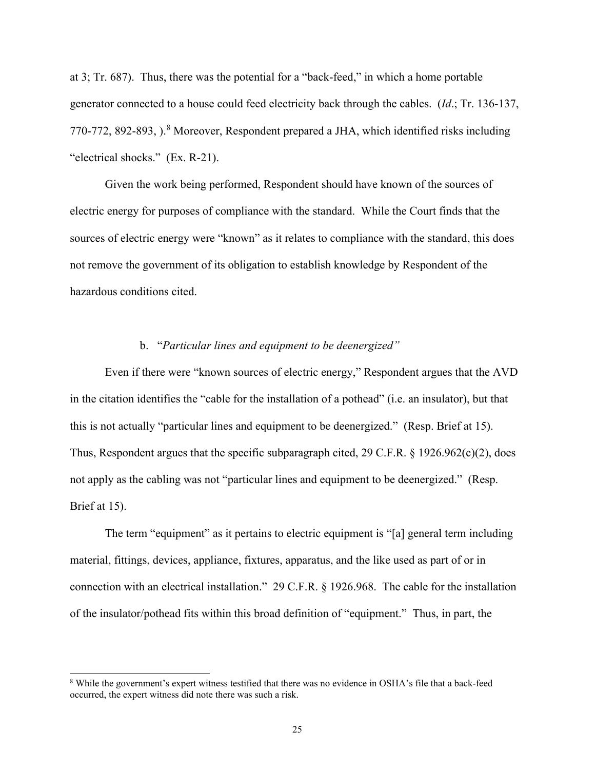at 3; Tr. 687). Thus, there was the potential for a "back-feed," in which a home portable generator connected to a house could feed electricity back through the cables. (*Id*.; Tr. 136-137, 770-772, 892-893, ).[8] Moreover, Respondent prepared a JHA, which identified risks including "electrical shocks." (Ex. R-21).

Given the work being performed, Respondent should have known of the sources of electric energy for purposes of compliance with the standard. While the Court finds that the sources of electric energy were "known" as it relates to compliance with the standard, this does not remove the government of its obligation to establish knowledge by Respondent of the hazardous conditions cited.

b. "*Particular lines and equipment to be deenergized"*

Even if there were "known sources of electric energy," Respondent argues that the AVD in the citation identifies the "cable for the installation of a pothead" (i.e. an insulator), but that this is not actually "particular lines and equipment to be deenergized." (Resp. Brief at 15). Thus, Respondent argues that the specific subparagraph cited, 29 C.F.R. § 1926.962(c)(2), does not apply as the cabling was not "particular lines and equipment to be deenergized." (Resp. Brief at 15).

The term "equipment" as it pertains to electric equipment is "[a] general term including material, fittings, devices, appliance, fixtures, apparatus, and the like used as part of or in connection with an electrical installation." 29 C.F.R. § 1926.968. The cable for the installation of the insulator/pothead fits within this broad definition of "equipment." Thus, in part, the

[8] While the government's expert witness testified that there was no evidence in OSHA's file that a back-feed occurred, the expert witness did note there was such a risk.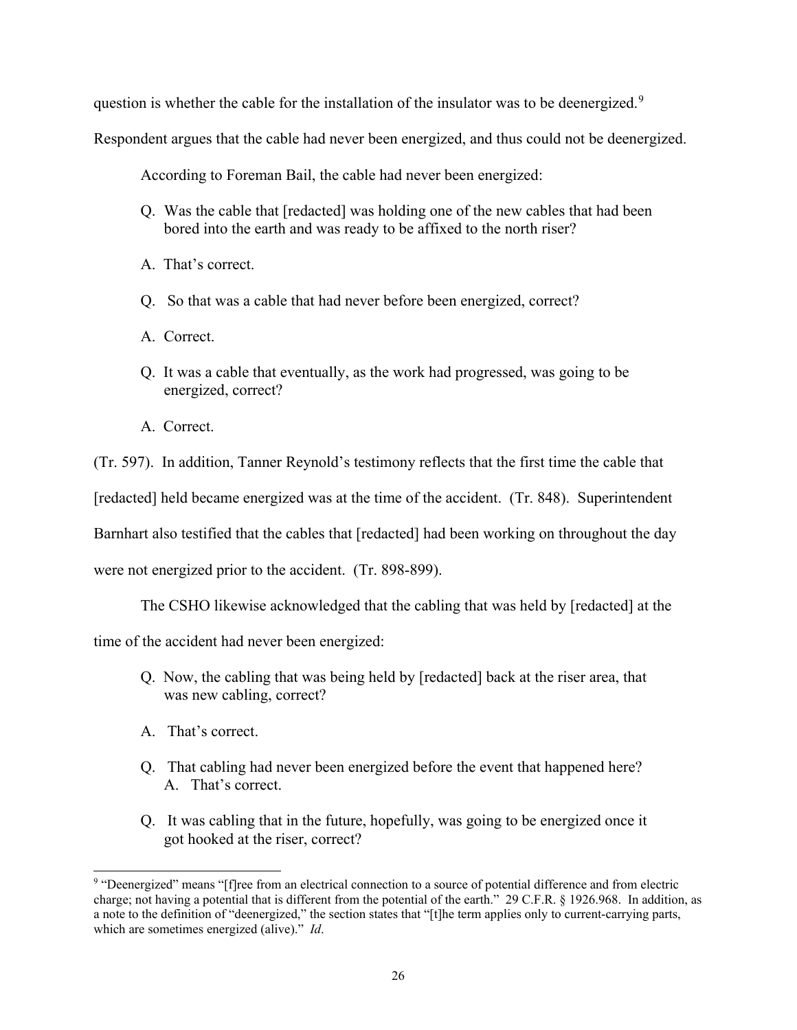question is whether the cable for the installation of the insulator was to be deenergized.[9] Respondent argues that the cable had never been energized, and thus could not be deenergized.

According to Foreman Bail, the cable had never been energized:

> Q. Was the cable that [redacted] was holding one of the new cables that had been bored into the earth and was ready to be affixed to the north riser?
>
> A. That's correct.
>
> Q. So that was a cable that had never before been energized, correct?
>
> A. Correct.
>
> Q. It was a cable that eventually, as the work had progressed, was going to be energized, correct?
>
> A. Correct.

(Tr. 597). In addition, Tanner Reynold's testimony reflects that the first time the cable that [redacted] held became energized was at the time of the accident. (Tr. 848). Superintendent Barnhart also testified that the cables that [redacted] had been working on throughout the day were not energized prior to the accident. (Tr. 898-899).

The CSHO likewise acknowledged that the cabling that was held by [redacted] at the time of the accident had never been energized:

> Q. Now, the cabling that was being held by [redacted] back at the riser area, that was new cabling, correct?
>
> A. That's correct.
>
> Q. That cabling had never been energized before the event that happened here?
> A. That's correct.
>
> Q. It was cabling that in the future, hopefully, was going to be energized once it got hooked at the riser, correct?

---

[9] "Deenergized" means "[f]ree from an electrical connection to a source of potential difference and from electric charge; not having a potential that is different from the potential of the earth." 29 C.F.R. § 1926.968. In addition, as a note to the definition of "deenergized," the section states that "[t]he term applies only to current-carrying parts, which are sometimes energized (alive)." *Id*.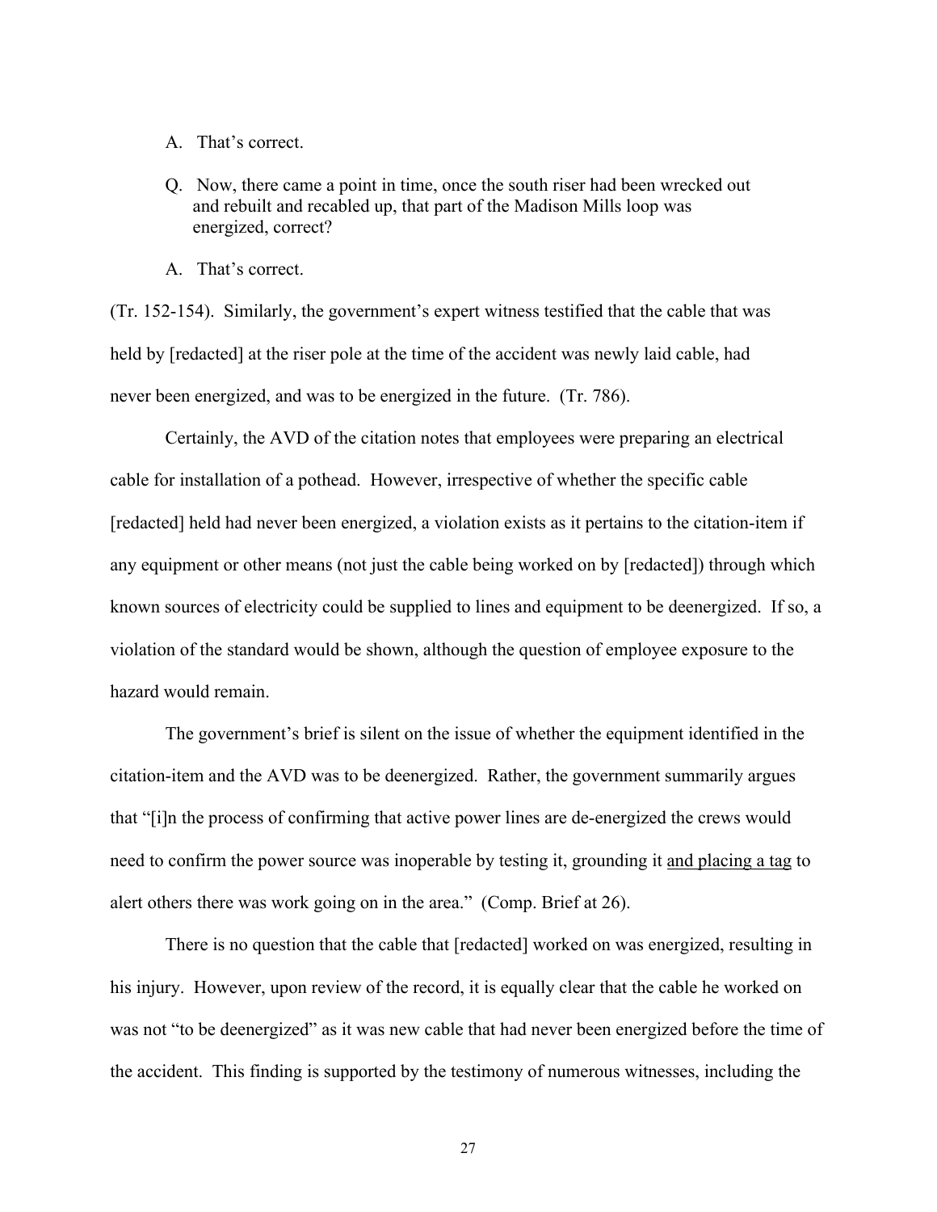A. That's correct.

Q. Now, there came a point in time, once the south riser had been wrecked out and rebuilt and recabled up, that part of the Madison Mills loop was energized, correct?

A. That's correct.

(Tr. 152-154). Similarly, the government's expert witness testified that the cable that was held by [redacted] at the riser pole at the time of the accident was newly laid cable, had never been energized, and was to be energized in the future. (Tr. 786).

Certainly, the AVD of the citation notes that employees were preparing an electrical cable for installation of a pothead. However, irrespective of whether the specific cable [redacted] held had never been energized, a violation exists as it pertains to the citation-item if any equipment or other means (not just the cable being worked on by [redacted]) through which known sources of electricity could be supplied to lines and equipment to be deenergized. If so, a violation of the standard would be shown, although the question of employee exposure to the hazard would remain.

The government's brief is silent on the issue of whether the equipment identified in the citation-item and the AVD was to be deenergized. Rather, the government summarily argues that "[i]n the process of confirming that active power lines are de-energized the crews would need to confirm the power source was inoperable by testing it, grounding it <u>and placing a tag</u> to alert others there was work going on in the area." (Comp. Brief at 26).

There is no question that the cable that [redacted] worked on was energized, resulting in his injury. However, upon review of the record, it is equally clear that the cable he worked on was not "to be deenergized" as it was new cable that had never been energized before the time of the accident. This finding is supported by the testimony of numerous witnesses, including the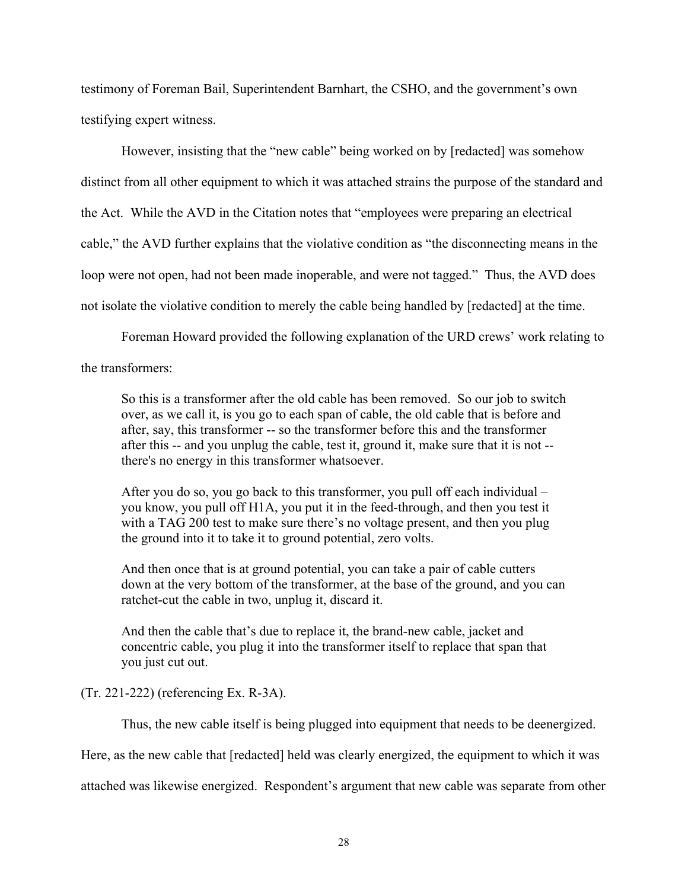testimony of Foreman Bail, Superintendent Barnhart, the CSHO, and the government's own testifying expert witness.

However, insisting that the "new cable" being worked on by [redacted] was somehow distinct from all other equipment to which it was attached strains the purpose of the standard and the Act. While the AVD in the Citation notes that "employees were preparing an electrical cable," the AVD further explains that the violative condition as "the disconnecting means in the loop were not open, had not been made inoperable, and were not tagged." Thus, the AVD does not isolate the violative condition to merely the cable being handled by [redacted] at the time.

Foreman Howard provided the following explanation of the URD crews' work relating to the transformers:

> So this is a transformer after the old cable has been removed. So our job to switch over, as we call it, is you go to each span of cable, the old cable that is before and after, say, this transformer -- so the transformer before this and the transformer after this -- and you unplug the cable, test it, ground it, make sure that it is not -- there's no energy in this transformer whatsoever.
>
> After you do so, you go back to this transformer, you pull off each individual – you know, you pull off H1A, you put it in the feed-through, and then you test it with a TAG 200 test to make sure there's no voltage present, and then you plug the ground into it to take it to ground potential, zero volts.
>
> And then once that is at ground potential, you can take a pair of cable cutters down at the very bottom of the transformer, at the base of the ground, and you can ratchet-cut the cable in two, unplug it, discard it.
>
> And then the cable that's due to replace it, the brand-new cable, jacket and concentric cable, you plug it into the transformer itself to replace that span that you just cut out.

(Tr. 221-222) (referencing Ex. R-3A).

Thus, the new cable itself is being plugged into equipment that needs to be deenergized. Here, as the new cable that [redacted] held was clearly energized, the equipment to which it was attached was likewise energized. Respondent's argument that new cable was separate from other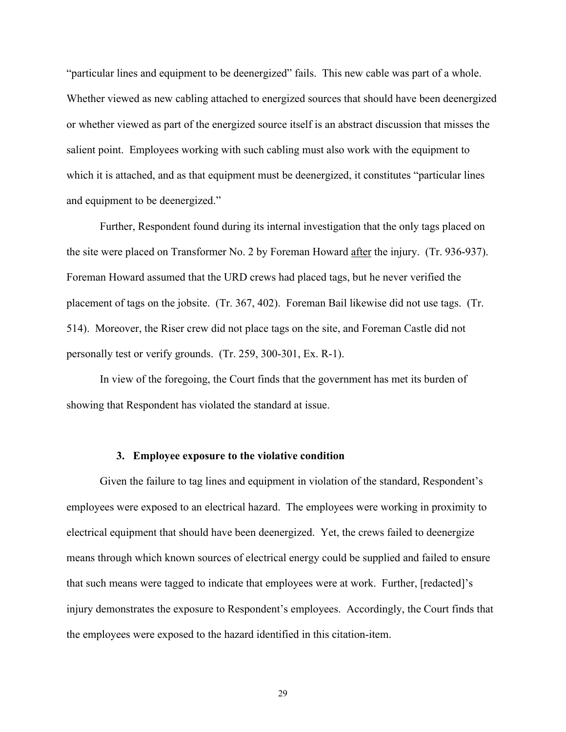"particular lines and equipment to be deenergized" fails. This new cable was part of a whole. Whether viewed as new cabling attached to energized sources that should have been deenergized or whether viewed as part of the energized source itself is an abstract discussion that misses the salient point. Employees working with such cabling must also work with the equipment to which it is attached, and as that equipment must be deenergized, it constitutes "particular lines and equipment to be deenergized."

Further, Respondent found during its internal investigation that the only tags placed on the site were placed on Transformer No. 2 by Foreman Howard <u>after</u> the injury. (Tr. 936-937). Foreman Howard assumed that the URD crews had placed tags, but he never verified the placement of tags on the jobsite. (Tr. 367, 402). Foreman Bail likewise did not use tags. (Tr. 514). Moreover, the Riser crew did not place tags on the site, and Foreman Castle did not personally test or verify grounds. (Tr. 259, 300-301, Ex. R-1).

In view of the foregoing, the Court finds that the government has met its burden of showing that Respondent has violated the standard at issue.

### 3. Employee exposure to the violative condition

Given the failure to tag lines and equipment in violation of the standard, Respondent's employees were exposed to an electrical hazard. The employees were working in proximity to electrical equipment that should have been deenergized. Yet, the crews failed to deenergize means through which known sources of electrical energy could be supplied and failed to ensure that such means were tagged to indicate that employees were at work. Further, [redacted]'s injury demonstrates the exposure to Respondent's employees. Accordingly, the Court finds that the employees were exposed to the hazard identified in this citation-item.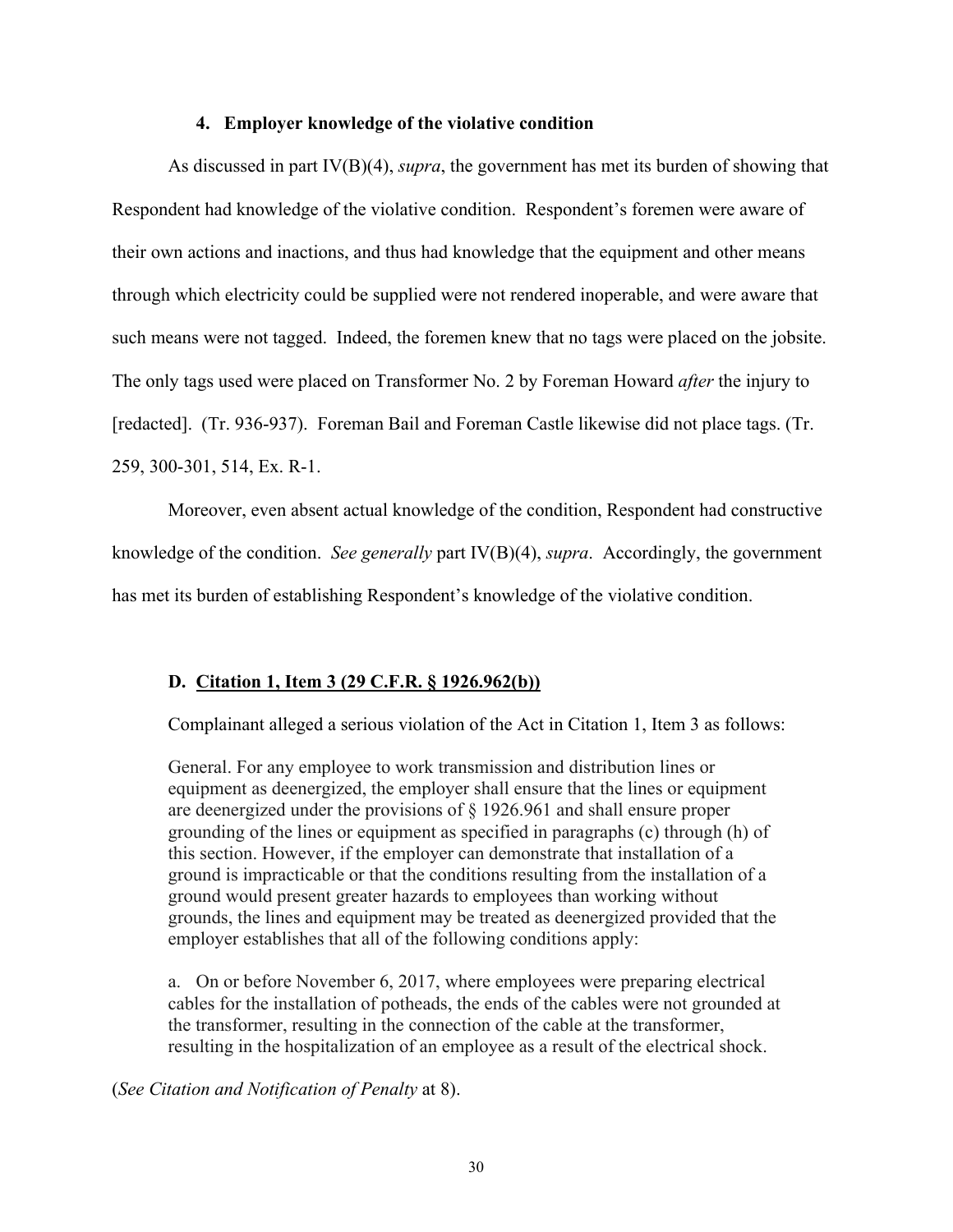#### 4. Employer knowledge of the violative condition

As discussed in part IV(B)(4), *supra*, the government has met its burden of showing that Respondent had knowledge of the violative condition. Respondent's foremen were aware of their own actions and inactions, and thus had knowledge that the equipment and other means through which electricity could be supplied were not rendered inoperable, and were aware that such means were not tagged. Indeed, the foremen knew that no tags were placed on the jobsite. The only tags used were placed on Transformer No. 2 by Foreman Howard *after* the injury to [redacted]. (Tr. 936-937). Foreman Bail and Foreman Castle likewise did not place tags. (Tr. 259, 300-301, 514, Ex. R-1.

Moreover, even absent actual knowledge of the condition, Respondent had constructive knowledge of the condition. *See generally* part IV(B)(4), *supra*. Accordingly, the government has met its burden of establishing Respondent's knowledge of the violative condition.

### D. <u>Citation 1, Item 3 (29 C.F.R. § 1926.962(b))</u>

Complainant alleged a serious violation of the Act in Citation 1, Item 3 as follows:

> General. For any employee to work transmission and distribution lines or equipment as deenergized, the employer shall ensure that the lines or equipment are deenergized under the provisions of § 1926.961 and shall ensure proper grounding of the lines or equipment as specified in paragraphs (c) through (h) of this section. However, if the employer can demonstrate that installation of a ground is impracticable or that the conditions resulting from the installation of a ground would present greater hazards to employees than working without grounds, the lines and equipment may be treated as deenergized provided that the employer establishes that all of the following conditions apply:
>
> a. On or before November 6, 2017, where employees were preparing electrical cables for the installation of potheads, the ends of the cables were not grounded at the transformer, resulting in the connection of the cable at the transformer, resulting in the hospitalization of an employee as a result of the electrical shock.

(*See Citation and Notification of Penalty* at 8).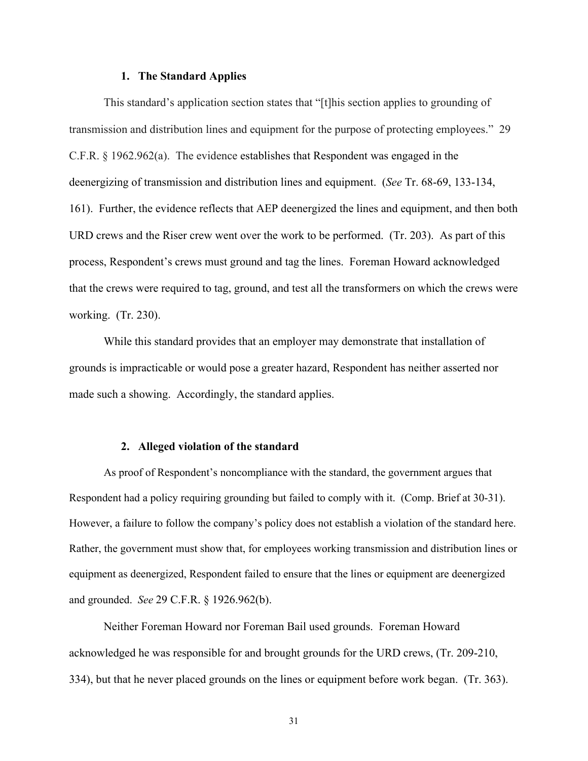### 1. The Standard Applies

This standard's application section states that "[t]his section applies to grounding of transmission and distribution lines and equipment for the purpose of protecting employees." 29 C.F.R. § 1962.962(a). The evidence establishes that Respondent was engaged in the deenergizing of transmission and distribution lines and equipment. (*See* Tr. 68-69, 133-134, 161). Further, the evidence reflects that AEP deenergized the lines and equipment, and then both URD crews and the Riser crew went over the work to be performed. (Tr. 203). As part of this process, Respondent's crews must ground and tag the lines. Foreman Howard acknowledged that the crews were required to tag, ground, and test all the transformers on which the crews were working. (Tr. 230).

While this standard provides that an employer may demonstrate that installation of grounds is impracticable or would pose a greater hazard, Respondent has neither asserted nor made such a showing. Accordingly, the standard applies.

### 2. Alleged violation of the standard

As proof of Respondent's noncompliance with the standard, the government argues that Respondent had a policy requiring grounding but failed to comply with it. (Comp. Brief at 30-31). However, a failure to follow the company's policy does not establish a violation of the standard here. Rather, the government must show that, for employees working transmission and distribution lines or equipment as deenergized, Respondent failed to ensure that the lines or equipment are deenergized and grounded. *See* 29 C.F.R. § 1926.962(b).

Neither Foreman Howard nor Foreman Bail used grounds. Foreman Howard acknowledged he was responsible for and brought grounds for the URD crews, (Tr. 209-210, 334), but that he never placed grounds on the lines or equipment before work began. (Tr. 363).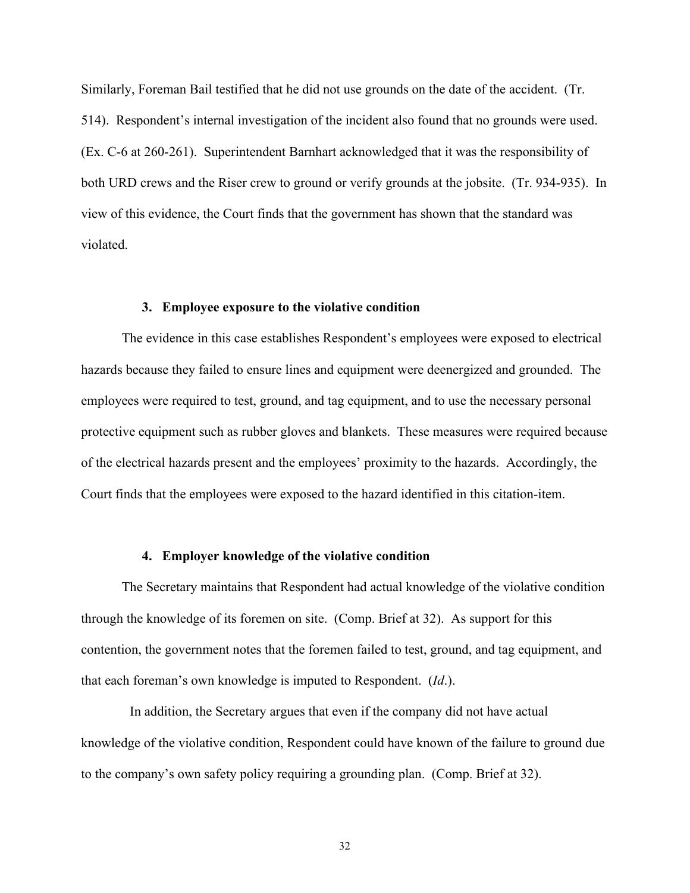Similarly, Foreman Bail testified that he did not use grounds on the date of the accident. (Tr. 514). Respondent's internal investigation of the incident also found that no grounds were used. (Ex. C-6 at 260-261). Superintendent Barnhart acknowledged that it was the responsibility of both URD crews and the Riser crew to ground or verify grounds at the jobsite. (Tr. 934-935). In view of this evidence, the Court finds that the government has shown that the standard was violated.

### 3. Employee exposure to the violative condition

The evidence in this case establishes Respondent's employees were exposed to electrical hazards because they failed to ensure lines and equipment were deenergized and grounded. The employees were required to test, ground, and tag equipment, and to use the necessary personal protective equipment such as rubber gloves and blankets. These measures were required because of the electrical hazards present and the employees' proximity to the hazards. Accordingly, the Court finds that the employees were exposed to the hazard identified in this citation-item.

### 4. Employer knowledge of the violative condition

The Secretary maintains that Respondent had actual knowledge of the violative condition through the knowledge of its foremen on site. (Comp. Brief at 32). As support for this contention, the government notes that the foremen failed to test, ground, and tag equipment, and that each foreman's own knowledge is imputed to Respondent. (*Id*.).

In addition, the Secretary argues that even if the company did not have actual knowledge of the violative condition, Respondent could have known of the failure to ground due to the company's own safety policy requiring a grounding plan. (Comp. Brief at 32).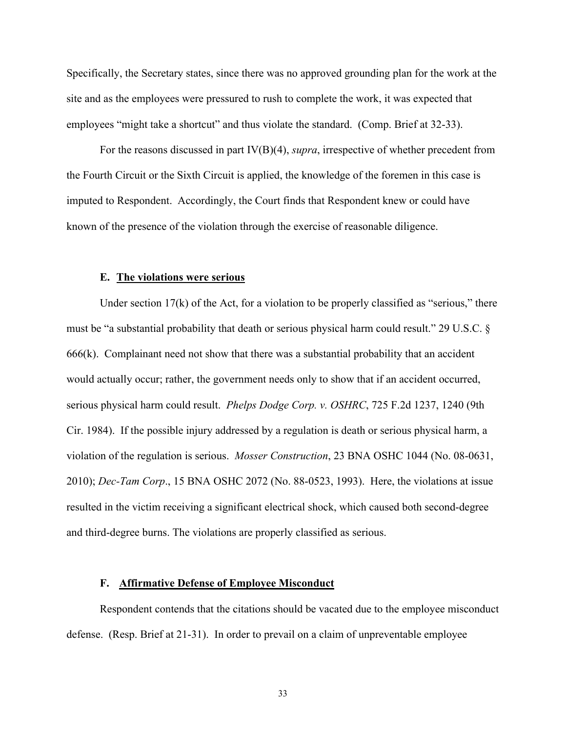Specifically, the Secretary states, since there was no approved grounding plan for the work at the site and as the employees were pressured to rush to complete the work, it was expected that employees "might take a shortcut" and thus violate the standard. (Comp. Brief at 32-33).

For the reasons discussed in part IV(B)(4), *supra*, irrespective of whether precedent from the Fourth Circuit or the Sixth Circuit is applied, the knowledge of the foremen in this case is imputed to Respondent. Accordingly, the Court finds that Respondent knew or could have known of the presence of the violation through the exercise of reasonable diligence.

### E. <u>The violations were serious</u>

Under section 17(k) of the Act, for a violation to be properly classified as "serious," there must be "a substantial probability that death or serious physical harm could result." 29 U.S.C. § 666(k). Complainant need not show that there was a substantial probability that an accident would actually occur; rather, the government needs only to show that if an accident occurred, serious physical harm could result. *Phelps Dodge Corp. v. OSHRC*, 725 F.2d 1237, 1240 (9th Cir. 1984). If the possible injury addressed by a regulation is death or serious physical harm, a violation of the regulation is serious. *Mosser Construction*, 23 BNA OSHC 1044 (No. 08-0631, 2010); *Dec-Tam Corp*., 15 BNA OSHC 2072 (No. 88-0523, 1993). Here, the violations at issue resulted in the victim receiving a significant electrical shock, which caused both second-degree and third-degree burns. The violations are properly classified as serious.

### F. <u>Affirmative Defense of Employee Misconduct</u>

Respondent contends that the citations should be vacated due to the employee misconduct defense. (Resp. Brief at 21-31). In order to prevail on a claim of unpreventable employee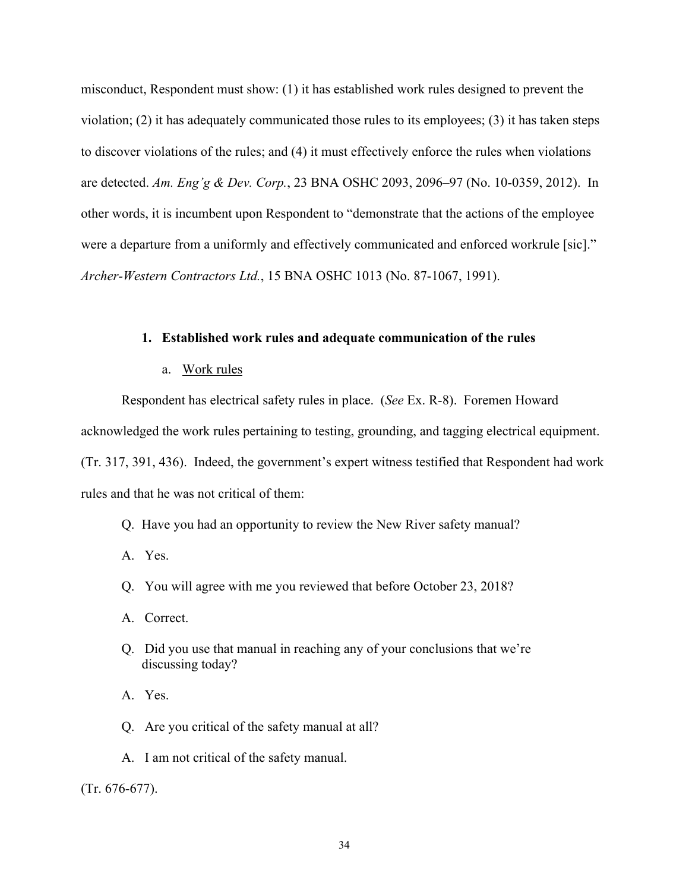misconduct, Respondent must show: (1) it has established work rules designed to prevent the violation; (2) it has adequately communicated those rules to its employees; (3) it has taken steps to discover violations of the rules; and (4) it must effectively enforce the rules when violations are detected. *Am. Eng'g & Dev. Corp.*, 23 BNA OSHC 2093, 2096–97 (No. 10-0359, 2012). In other words, it is incumbent upon Respondent to "demonstrate that the actions of the employee were a departure from a uniformly and effectively communicated and enforced workrule [sic]." *Archer-Western Contractors Ltd.*, 15 BNA OSHC 1013 (No. 87-1067, 1991).

1. **Established work rules and adequate communication of the rules**

   a. Work rules

Respondent has electrical safety rules in place. (*See* Ex. R-8). Foremen Howard acknowledged the work rules pertaining to testing, grounding, and tagging electrical equipment. (Tr. 317, 391, 436). Indeed, the government's expert witness testified that Respondent had work rules and that he was not critical of them:

> Q. Have you had an opportunity to review the New River safety manual?
>
> A. Yes.
>
> Q. You will agree with me you reviewed that before October 23, 2018?
>
> A. Correct.
>
> Q. Did you use that manual in reaching any of your conclusions that we're discussing today?
>
> A. Yes.
>
> Q. Are you critical of the safety manual at all?
>
> A. I am not critical of the safety manual.

(Tr. 676-677).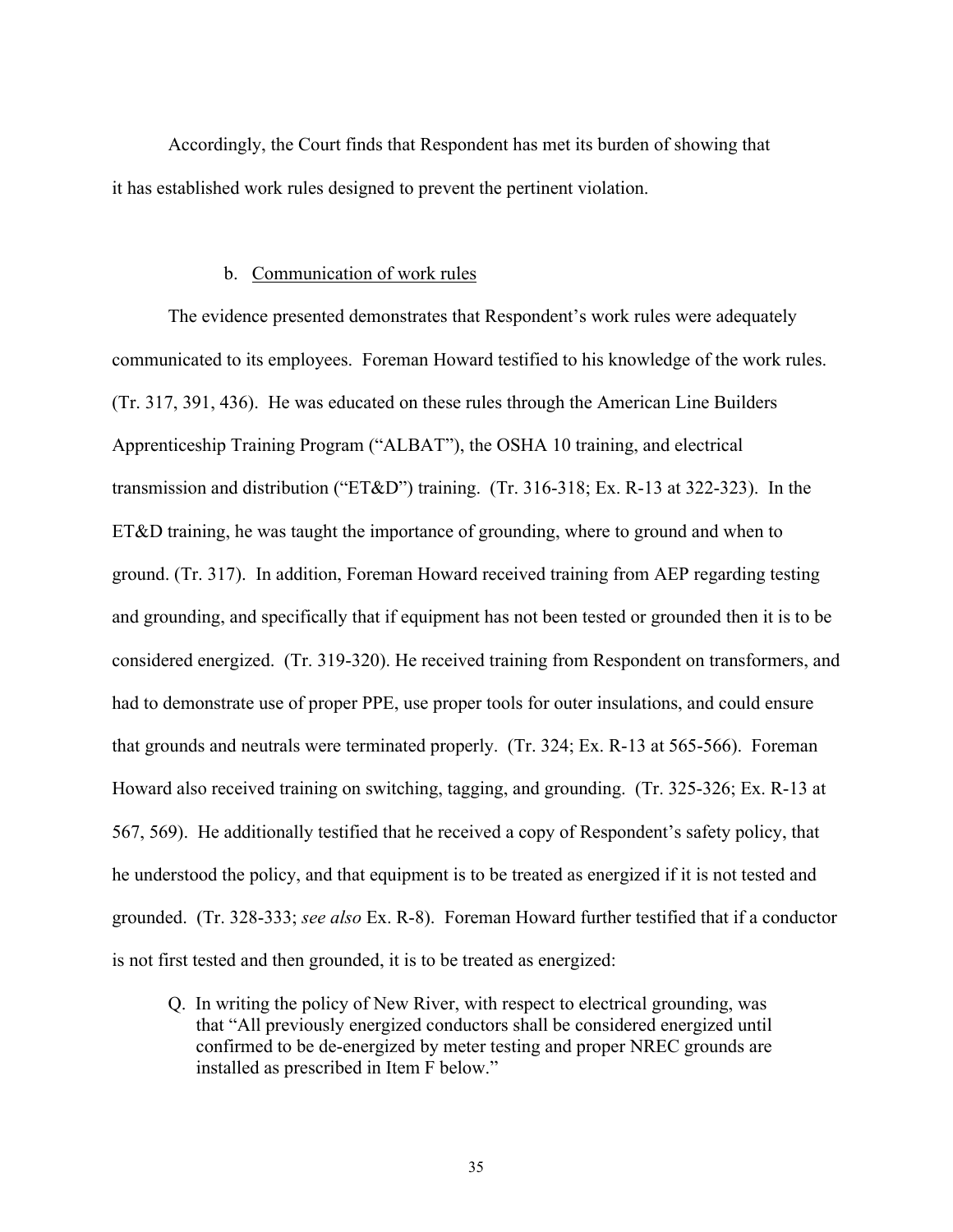Accordingly, the Court finds that Respondent has met its burden of showing that it has established work rules designed to prevent the pertinent violation.

#### b. Communication of work rules

The evidence presented demonstrates that Respondent's work rules were adequately communicated to its employees. Foreman Howard testified to his knowledge of the work rules. (Tr. 317, 391, 436). He was educated on these rules through the American Line Builders Apprenticeship Training Program ("ALBAT"), the OSHA 10 training, and electrical transmission and distribution ("ET&D") training. (Tr. 316-318; Ex. R-13 at 322-323). In the ET&D training, he was taught the importance of grounding, where to ground and when to ground. (Tr. 317). In addition, Foreman Howard received training from AEP regarding testing and grounding, and specifically that if equipment has not been tested or grounded then it is to be considered energized. (Tr. 319-320). He received training from Respondent on transformers, and had to demonstrate use of proper PPE, use proper tools for outer insulations, and could ensure that grounds and neutrals were terminated properly. (Tr. 324; Ex. R-13 at 565-566). Foreman Howard also received training on switching, tagging, and grounding. (Tr. 325-326; Ex. R-13 at 567, 569). He additionally testified that he received a copy of Respondent's safety policy, that he understood the policy, and that equipment is to be treated as energized if it is not tested and grounded. (Tr. 328-333; *see also* Ex. R-8). Foreman Howard further testified that if a conductor is not first tested and then grounded, it is to be treated as energized:

> Q. In writing the policy of New River, with respect to electrical grounding, was that "All previously energized conductors shall be considered energized until confirmed to be de-energized by meter testing and proper NREC grounds are installed as prescribed in Item F below."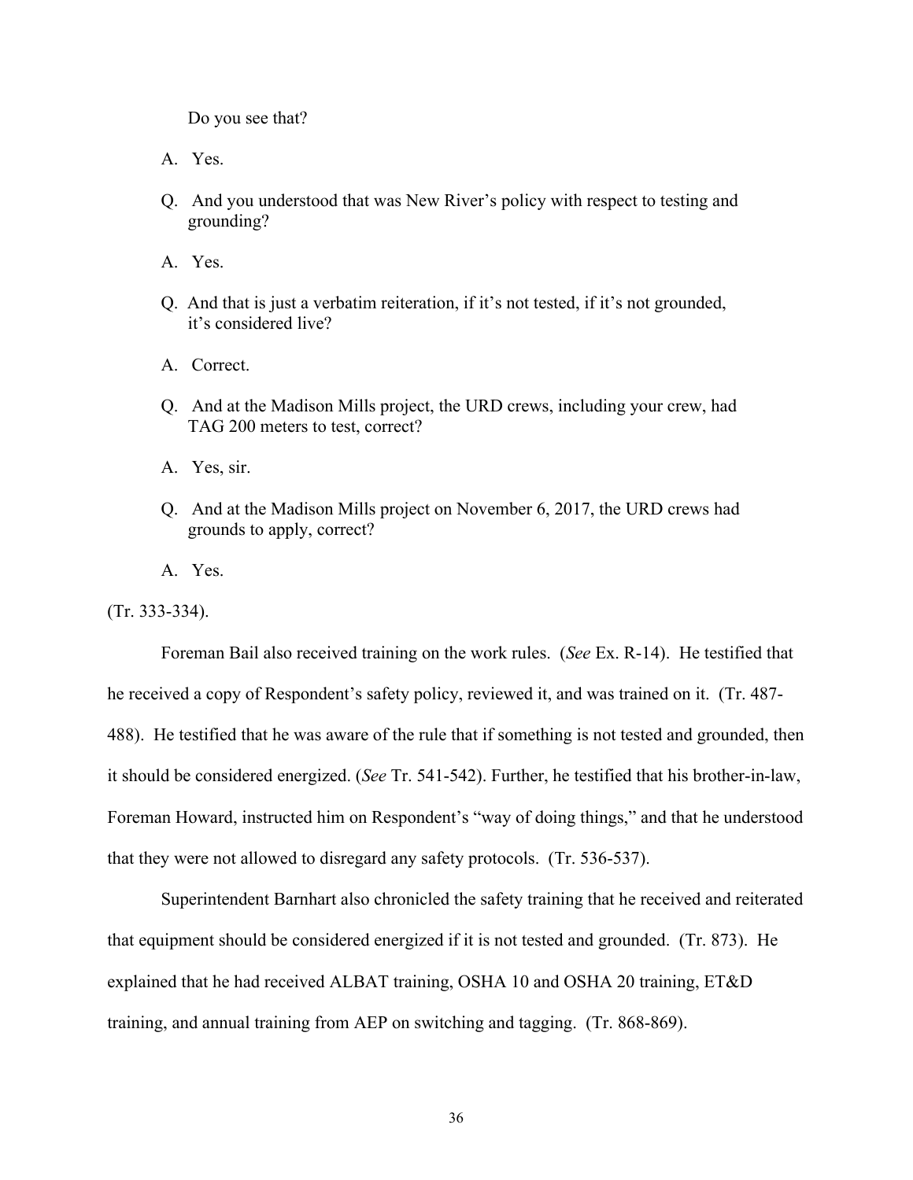Do you see that?

A. Yes.

Q. And you understood that was New River's policy with respect to testing and grounding?

A. Yes.

Q. And that is just a verbatim reiteration, if it's not tested, if it's not grounded, it's considered live?

A. Correct.

Q. And at the Madison Mills project, the URD crews, including your crew, had TAG 200 meters to test, correct?

A. Yes, sir.

Q. And at the Madison Mills project on November 6, 2017, the URD crews had grounds to apply, correct?

A. Yes.

(Tr. 333-334).

Foreman Bail also received training on the work rules. (*See* Ex. R-14). He testified that he received a copy of Respondent's safety policy, reviewed it, and was trained on it. (Tr. 487-488). He testified that he was aware of the rule that if something is not tested and grounded, then it should be considered energized. (*See* Tr. 541-542). Further, he testified that his brother-in-law, Foreman Howard, instructed him on Respondent's "way of doing things," and that he understood that they were not allowed to disregard any safety protocols. (Tr. 536-537).

Superintendent Barnhart also chronicled the safety training that he received and reiterated that equipment should be considered energized if it is not tested and grounded. (Tr. 873). He explained that he had received ALBAT training, OSHA 10 and OSHA 20 training, ET&D training, and annual training from AEP on switching and tagging. (Tr. 868-869).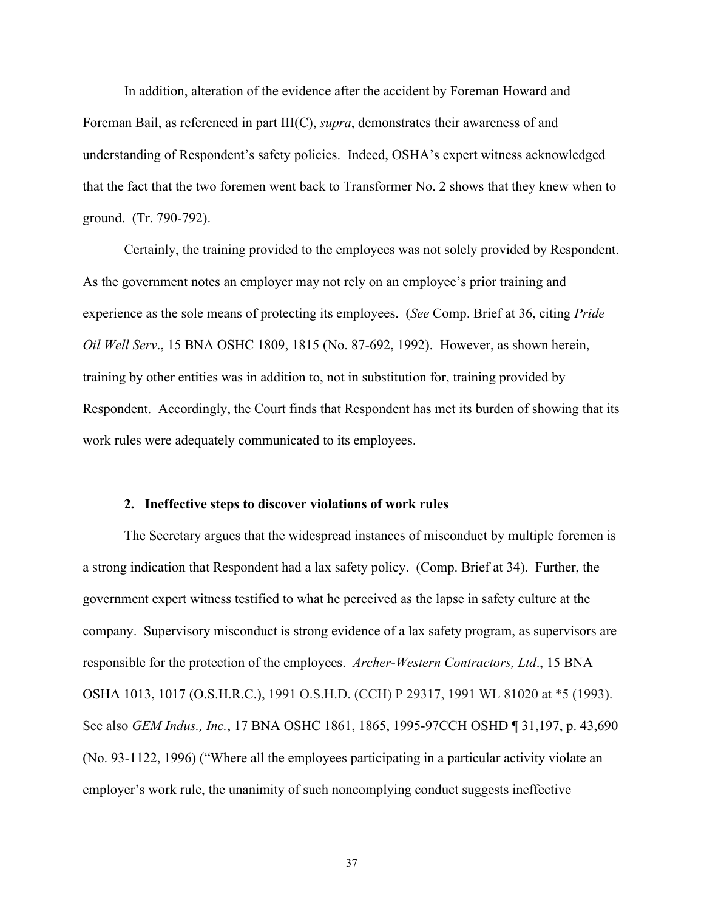In addition, alteration of the evidence after the accident by Foreman Howard and Foreman Bail, as referenced in part III(C), *supra*, demonstrates their awareness of and understanding of Respondent's safety policies. Indeed, OSHA's expert witness acknowledged that the fact that the two foremen went back to Transformer No. 2 shows that they knew when to ground. (Tr. 790-792).

Certainly, the training provided to the employees was not solely provided by Respondent. As the government notes an employer may not rely on an employee's prior training and experience as the sole means of protecting its employees. (*See* Comp. Brief at 36, citing *Pride Oil Well Serv*., 15 BNA OSHC 1809, 1815 (No. 87-692, 1992). However, as shown herein, training by other entities was in addition to, not in substitution for, training provided by Respondent. Accordingly, the Court finds that Respondent has met its burden of showing that its work rules were adequately communicated to its employees.

#### 2. Ineffective steps to discover violations of work rules

The Secretary argues that the widespread instances of misconduct by multiple foremen is a strong indication that Respondent had a lax safety policy. (Comp. Brief at 34). Further, the government expert witness testified to what he perceived as the lapse in safety culture at the company. Supervisory misconduct is strong evidence of a lax safety program, as supervisors are responsible for the protection of the employees. *Archer-Western Contractors, Ltd*., 15 BNA OSHA 1013, 1017 (O.S.H.R.C.), 1991 O.S.H.D. (CCH) P 29317, 1991 WL 81020 at *5 (1993). See also *GEM Indus., Inc.*, 17 BNA OSHC 1861, 1865, 1995-97CCH OSHD ¶ 31,197, p. 43,690 (No. 93-1122, 1996) ("Where all the employees participating in a particular activity violate an employer's work rule, the unanimity of such noncomplying conduct suggests ineffective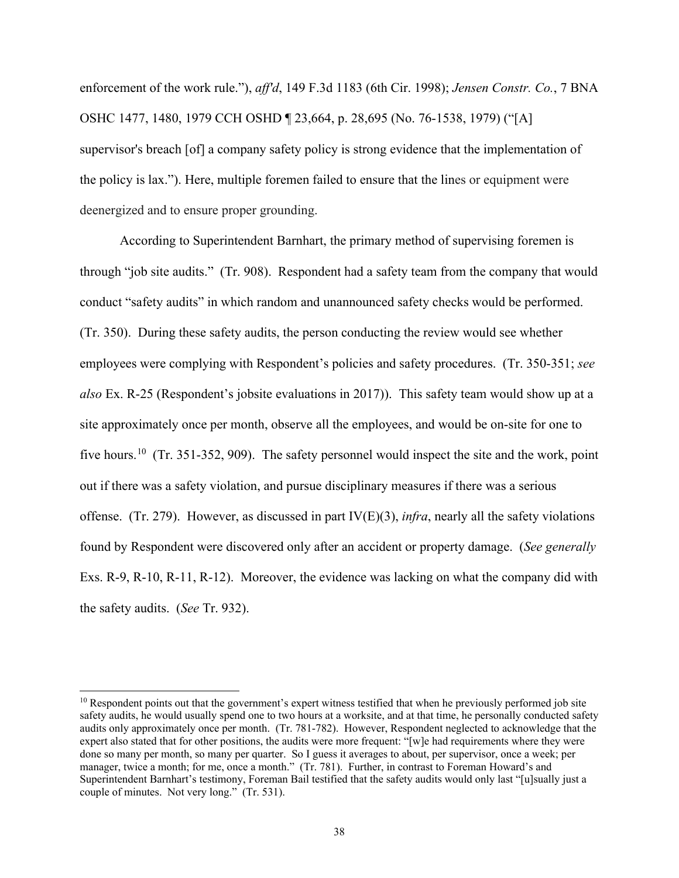enforcement of the work rule."), *aff'd*, 149 F.3d 1183 (6th Cir. 1998); *Jensen Constr. Co.*, 7 BNA OSHC 1477, 1480, 1979 CCH OSHD ¶ 23,664, p. 28,695 (No. 76-1538, 1979) ("[A] supervisor's breach [of] a company safety policy is strong evidence that the implementation of the policy is lax."). Here, multiple foremen failed to ensure that the lines or equipment were deenergized and to ensure proper grounding.

According to Superintendent Barnhart, the primary method of supervising foremen is through "job site audits." (Tr. 908). Respondent had a safety team from the company that would conduct "safety audits" in which random and unannounced safety checks would be performed. (Tr. 350). During these safety audits, the person conducting the review would see whether employees were complying with Respondent's policies and safety procedures. (Tr. 350-351; *see also* Ex. R-25 (Respondent's jobsite evaluations in 2017)). This safety team would show up at a site approximately once per month, observe all the employees, and would be on-site for one to five hours.[10] (Tr. 351-352, 909). The safety personnel would inspect the site and the work, point out if there was a safety violation, and pursue disciplinary measures if there was a serious offense. (Tr. 279). However, as discussed in part IV(E)(3), *infra*, nearly all the safety violations found by Respondent were discovered only after an accident or property damage. (*See generally* Exs. R-9, R-10, R-11, R-12). Moreover, the evidence was lacking on what the company did with the safety audits. (*See* Tr. 932).

---

[10] Respondent points out that the government's expert witness testified that when he previously performed job site safety audits, he would usually spend one to two hours at a worksite, and at that time, he personally conducted safety audits only approximately once per month. (Tr. 781-782). However, Respondent neglected to acknowledge that the expert also stated that for other positions, the audits were more frequent: "[w]e had requirements where they were done so many per month, so many per quarter. So I guess it averages to about, per supervisor, once a week; per manager, twice a month; for me, once a month." (Tr. 781). Further, in contrast to Foreman Howard's and Superintendent Barnhart's testimony, Foreman Bail testified that the safety audits would only last "[u]sually just a couple of minutes. Not very long." (Tr. 531).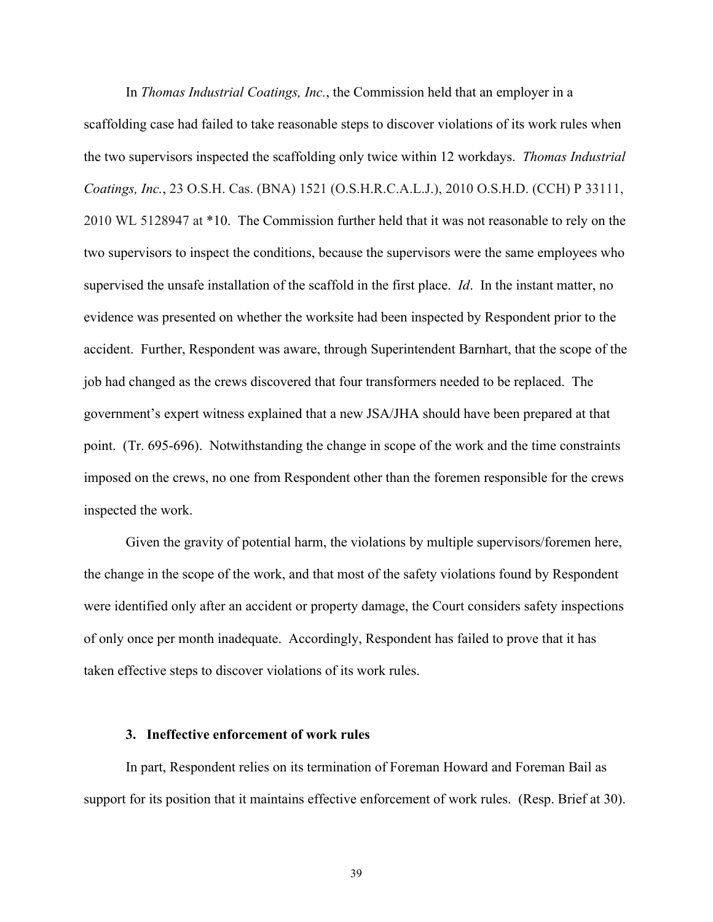In *Thomas Industrial Coatings, Inc.*, the Commission held that an employer in a scaffolding case had failed to take reasonable steps to discover violations of its work rules when the two supervisors inspected the scaffolding only twice within 12 workdays. *Thomas Industrial Coatings, Inc.*, 23 O.S.H. Cas. (BNA) 1521 (O.S.H.R.C.A.L.J.), 2010 O.S.H.D. (CCH) P 33111, 2010 WL 5128947 at *10. The Commission further held that it was not reasonable to rely on the two supervisors to inspect the conditions, because the supervisors were the same employees who supervised the unsafe installation of the scaffold in the first place. *Id*. In the instant matter, no evidence was presented on whether the worksite had been inspected by Respondent prior to the accident. Further, Respondent was aware, through Superintendent Barnhart, that the scope of the job had changed as the crews discovered that four transformers needed to be replaced. The government's expert witness explained that a new JSA/JHA should have been prepared at that point. (Tr. 695-696). Notwithstanding the change in scope of the work and the time constraints imposed on the crews, no one from Respondent other than the foremen responsible for the crews inspected the work.

Given the gravity of potential harm, the violations by multiple supervisors/foremen here, the change in the scope of the work, and that most of the safety violations found by Respondent were identified only after an accident or property damage, the Court considers safety inspections of only once per month inadequate. Accordingly, Respondent has failed to prove that it has taken effective steps to discover violations of its work rules.

### 3. Ineffective enforcement of work rules

In part, Respondent relies on its termination of Foreman Howard and Foreman Bail as support for its position that it maintains effective enforcement of work rules. (Resp. Brief at 30).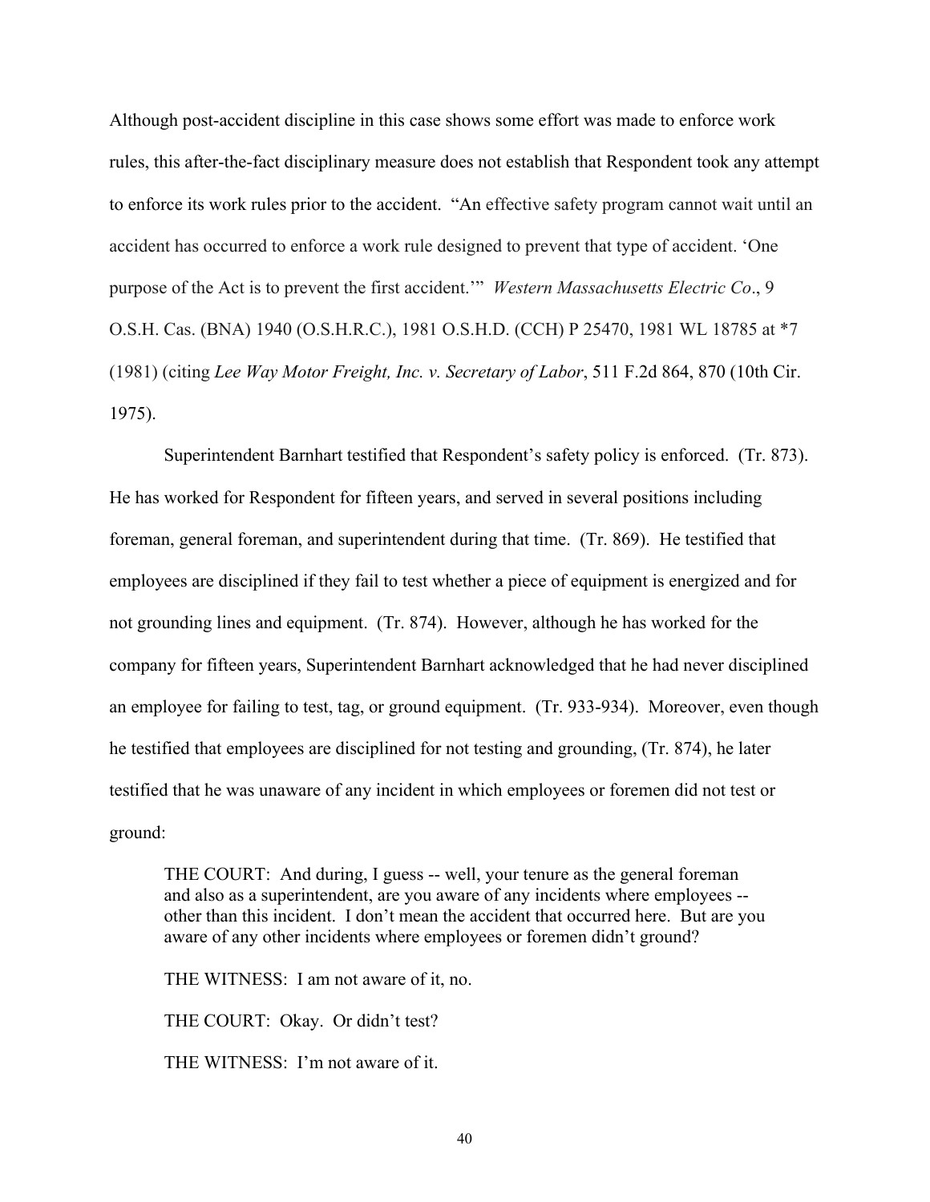Although post-accident discipline in this case shows some effort was made to enforce work rules, this after-the-fact disciplinary measure does not establish that Respondent took any attempt to enforce its work rules prior to the accident. "An effective safety program cannot wait until an accident has occurred to enforce a work rule designed to prevent that type of accident. 'One purpose of the Act is to prevent the first accident.'" *Western Massachusetts Electric Co*., 9 O.S.H. Cas. (BNA) 1940 (O.S.H.R.C.), 1981 O.S.H.D. (CCH) P 25470, 1981 WL 18785 at *7 (1981) (citing *Lee Way Motor Freight, Inc. v. Secretary of Labor*, 511 F.2d 864, 870 (10th Cir. 1975).

Superintendent Barnhart testified that Respondent's safety policy is enforced. (Tr. 873). He has worked for Respondent for fifteen years, and served in several positions including foreman, general foreman, and superintendent during that time. (Tr. 869). He testified that employees are disciplined if they fail to test whether a piece of equipment is energized and for not grounding lines and equipment. (Tr. 874). However, although he has worked for the company for fifteen years, Superintendent Barnhart acknowledged that he had never disciplined an employee for failing to test, tag, or ground equipment. (Tr. 933-934). Moreover, even though he testified that employees are disciplined for not testing and grounding, (Tr. 874), he later testified that he was unaware of any incident in which employees or foremen did not test or ground:

> THE COURT: And during, I guess -- well, your tenure as the general foreman and also as a superintendent, are you aware of any incidents where employees -- other than this incident. I don't mean the accident that occurred here. But are you aware of any other incidents where employees or foremen didn't ground?
>
> THE WITNESS: I am not aware of it, no.
>
> THE COURT: Okay. Or didn't test?
>
> THE WITNESS: I'm not aware of it.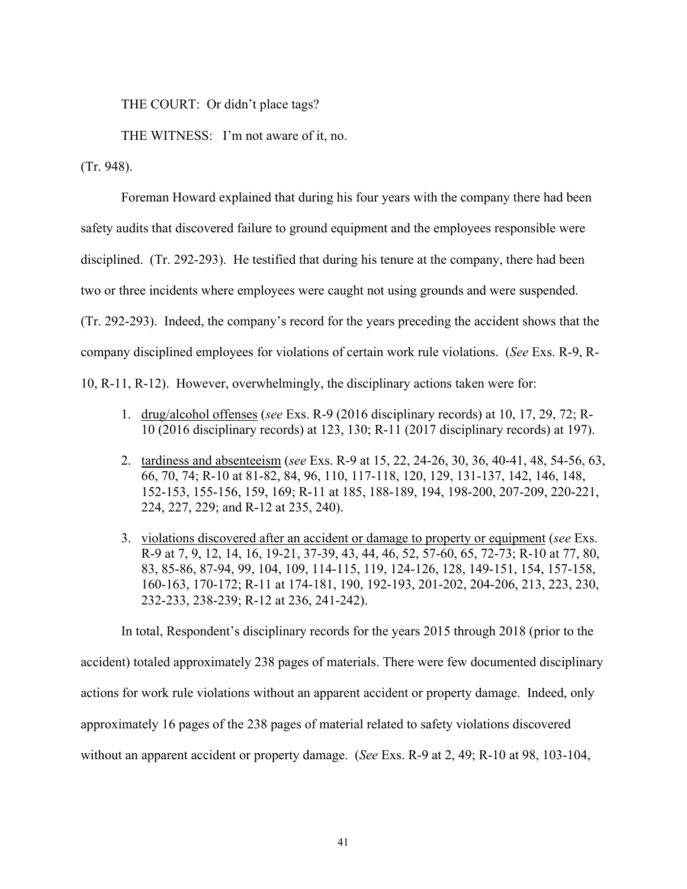THE COURT: Or didn't place tags?

THE WITNESS: I'm not aware of it, no.

(Tr. 948).

Foreman Howard explained that during his four years with the company there had been safety audits that discovered failure to ground equipment and the employees responsible were disciplined. (Tr. 292-293). He testified that during his tenure at the company, there had been two or three incidents where employees were caught not using grounds and were suspended. (Tr. 292-293). Indeed, the company's record for the years preceding the accident shows that the company disciplined employees for violations of certain work rule violations. (*See* Exs. R-9, R-10, R-11, R-12). However, overwhelmingly, the disciplinary actions taken were for:

1. drug/alcohol offenses (*see* Exs. R-9 (2016 disciplinary records) at 10, 17, 29, 72; R-10 (2016 disciplinary records) at 123, 130; R-11 (2017 disciplinary records) at 197).

2. tardiness and absenteeism (*see* Exs. R-9 at 15, 22, 24-26, 30, 36, 40-41, 48, 54-56, 63, 66, 70, 74; R-10 at 81-82, 84, 96, 110, 117-118, 120, 129, 131-137, 142, 146, 148, 152-153, 155-156, 159, 169; R-11 at 185, 188-189, 194, 198-200, 207-209, 220-221, 224, 227, 229; and R-12 at 235, 240).

3. violations discovered after an accident or damage to property or equipment (*see* Exs. R-9 at 7, 9, 12, 14, 16, 19-21, 37-39, 43, 44, 46, 52, 57-60, 65, 72-73; R-10 at 77, 80, 83, 85-86, 87-94, 99, 104, 109, 114-115, 119, 124-126, 128, 149-151, 154, 157-158, 160-163, 170-172; R-11 at 174-181, 190, 192-193, 201-202, 204-206, 213, 223, 230, 232-233, 238-239; R-12 at 236, 241-242).

In total, Respondent's disciplinary records for the years 2015 through 2018 (prior to the accident) totaled approximately 238 pages of materials. There were few documented disciplinary actions for work rule violations without an apparent accident or property damage. Indeed, only approximately 16 pages of the 238 pages of material related to safety violations discovered without an apparent accident or property damage. (*See* Exs. R-9 at 2, 49; R-10 at 98, 103-104,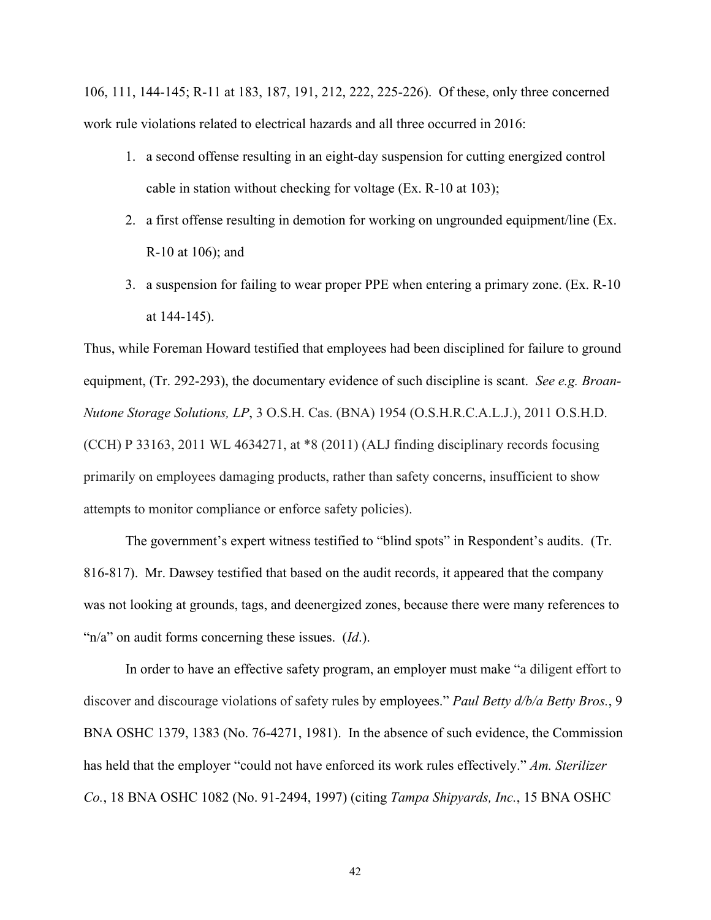106, 111, 144-145; R-11 at 183, 187, 191, 212, 222, 225-226). Of these, only three concerned work rule violations related to electrical hazards and all three occurred in 2016:

1. a second offense resulting in an eight-day suspension for cutting energized control cable in station without checking for voltage (Ex. R-10 at 103);
2. a first offense resulting in demotion for working on ungrounded equipment/line (Ex. R-10 at 106); and
3. a suspension for failing to wear proper PPE when entering a primary zone. (Ex. R-10 at 144-145).

Thus, while Foreman Howard testified that employees had been disciplined for failure to ground equipment, (Tr. 292-293), the documentary evidence of such discipline is scant. *See e.g. Broan-Nutone Storage Solutions, LP*, 3 O.S.H. Cas. (BNA) 1954 (O.S.H.R.C.A.L.J.), 2011 O.S.H.D. (CCH) P 33163, 2011 WL 4634271, at *8 (2011) (ALJ finding disciplinary records focusing primarily on employees damaging products, rather than safety concerns, insufficient to show attempts to monitor compliance or enforce safety policies).

The government's expert witness testified to "blind spots" in Respondent's audits. (Tr. 816-817). Mr. Dawsey testified that based on the audit records, it appeared that the company was not looking at grounds, tags, and deenergized zones, because there were many references to "n/a" on audit forms concerning these issues. (*Id*.).

In order to have an effective safety program, an employer must make "a diligent effort to discover and discourage violations of safety rules by employees." *Paul Betty d/b/a Betty Bros.*, 9 BNA OSHC 1379, 1383 (No. 76-4271, 1981). In the absence of such evidence, the Commission has held that the employer "could not have enforced its work rules effectively." *Am. Sterilizer Co.*, 18 BNA OSHC 1082 (No. 91-2494, 1997) (citing *Tampa Shipyards, Inc.*, 15 BNA OSHC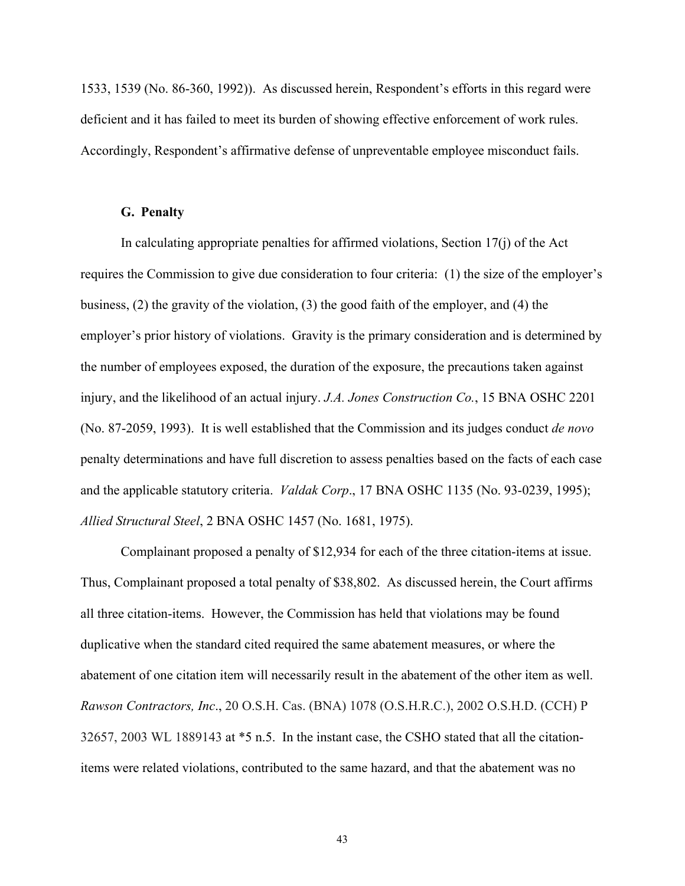1533, 1539 (No. 86-360, 1992)). As discussed herein, Respondent's efforts in this regard were deficient and it has failed to meet its burden of showing effective enforcement of work rules. Accordingly, Respondent's affirmative defense of unpreventable employee misconduct fails.

### G. Penalty

In calculating appropriate penalties for affirmed violations, Section 17(j) of the Act requires the Commission to give due consideration to four criteria: (1) the size of the employer's business, (2) the gravity of the violation, (3) the good faith of the employer, and (4) the employer's prior history of violations. Gravity is the primary consideration and is determined by the number of employees exposed, the duration of the exposure, the precautions taken against injury, and the likelihood of an actual injury. *J.A. Jones Construction Co.*, 15 BNA OSHC 2201 (No. 87-2059, 1993). It is well established that the Commission and its judges conduct *de novo* penalty determinations and have full discretion to assess penalties based on the facts of each case and the applicable statutory criteria. *Valdak Corp*., 17 BNA OSHC 1135 (No. 93-0239, 1995); *Allied Structural Steel*, 2 BNA OSHC 1457 (No. 1681, 1975).

Complainant proposed a penalty of $12,934 for each of the three citation-items at issue. Thus, Complainant proposed a total penalty of $38,802. As discussed herein, the Court affirms all three citation-items. However, the Commission has held that violations may be found duplicative when the standard cited required the same abatement measures, or where the abatement of one citation item will necessarily result in the abatement of the other item as well. *Rawson Contractors, Inc*., 20 O.S.H. Cas. (BNA) 1078 (O.S.H.R.C.), 2002 O.S.H.D. (CCH) P 32657, 2003 WL 1889143 at *5 n.5. In the instant case, the CSHO stated that all the citation-items were related violations, contributed to the same hazard, and that the abatement was no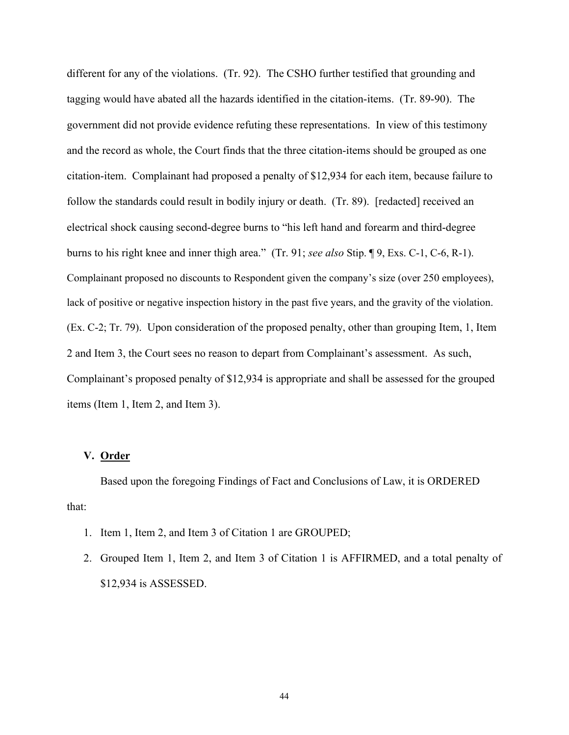different for any of the violations. (Tr. 92). The CSHO further testified that grounding and tagging would have abated all the hazards identified in the citation-items. (Tr. 89-90). The government did not provide evidence refuting these representations. In view of this testimony and the record as whole, the Court finds that the three citation-items should be grouped as one citation-item. Complainant had proposed a penalty of $12,934 for each item, because failure to follow the standards could result in bodily injury or death. (Tr. 89). [redacted] received an electrical shock causing second-degree burns to "his left hand and forearm and third-degree burns to his right knee and inner thigh area." (Tr. 91; *see also* Stip. ¶ 9, Exs. C-1, C-6, R-1). Complainant proposed no discounts to Respondent given the company's size (over 250 employees), lack of positive or negative inspection history in the past five years, and the gravity of the violation. (Ex. C-2; Tr. 79). Upon consideration of the proposed penalty, other than grouping Item, 1, Item 2 and Item 3, the Court sees no reason to depart from Complainant's assessment. As such, Complainant's proposed penalty of $12,934 is appropriate and shall be assessed for the grouped items (Item 1, Item 2, and Item 3).

## V. Order

Based upon the foregoing Findings of Fact and Conclusions of Law, it is ORDERED that:

1. Item 1, Item 2, and Item 3 of Citation 1 are GROUPED;
2. Grouped Item 1, Item 2, and Item 3 of Citation 1 is AFFIRMED, and a total penalty of $12,934 is ASSESSED.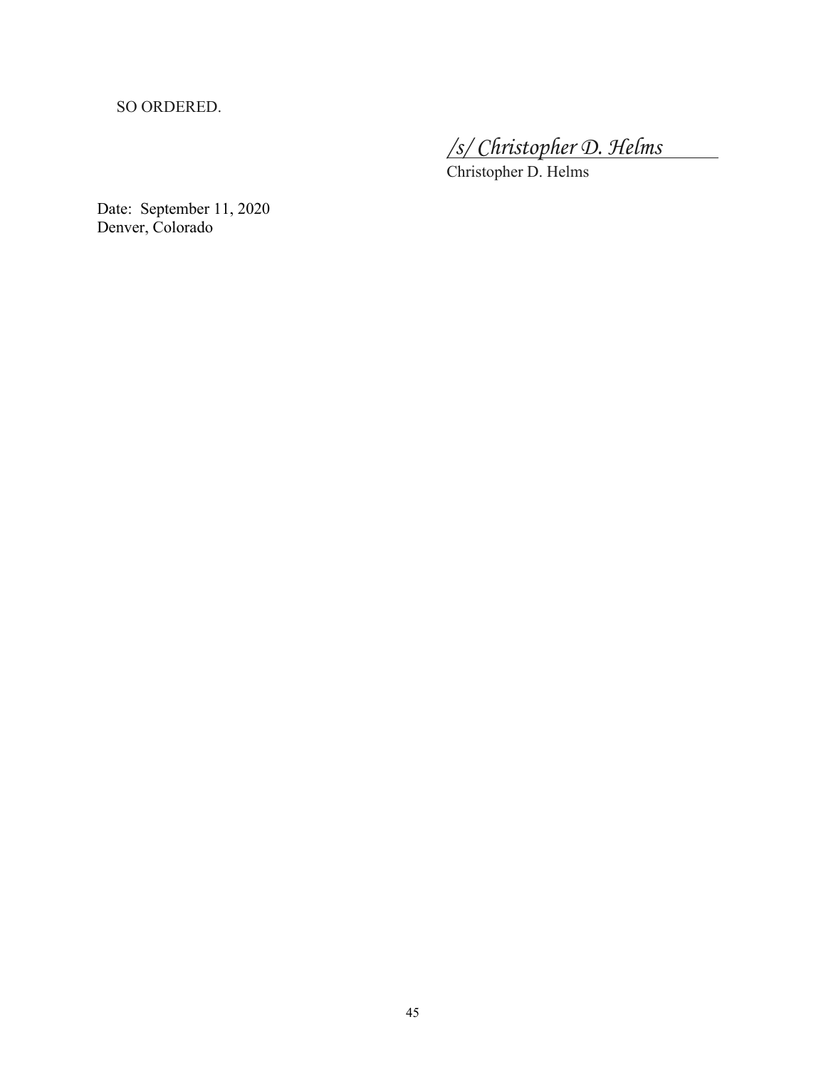SO ORDERED.

*/s/ Christopher D. Helms*
Christopher D. Helms

Date: September 11, 2020
Denver, Colorado